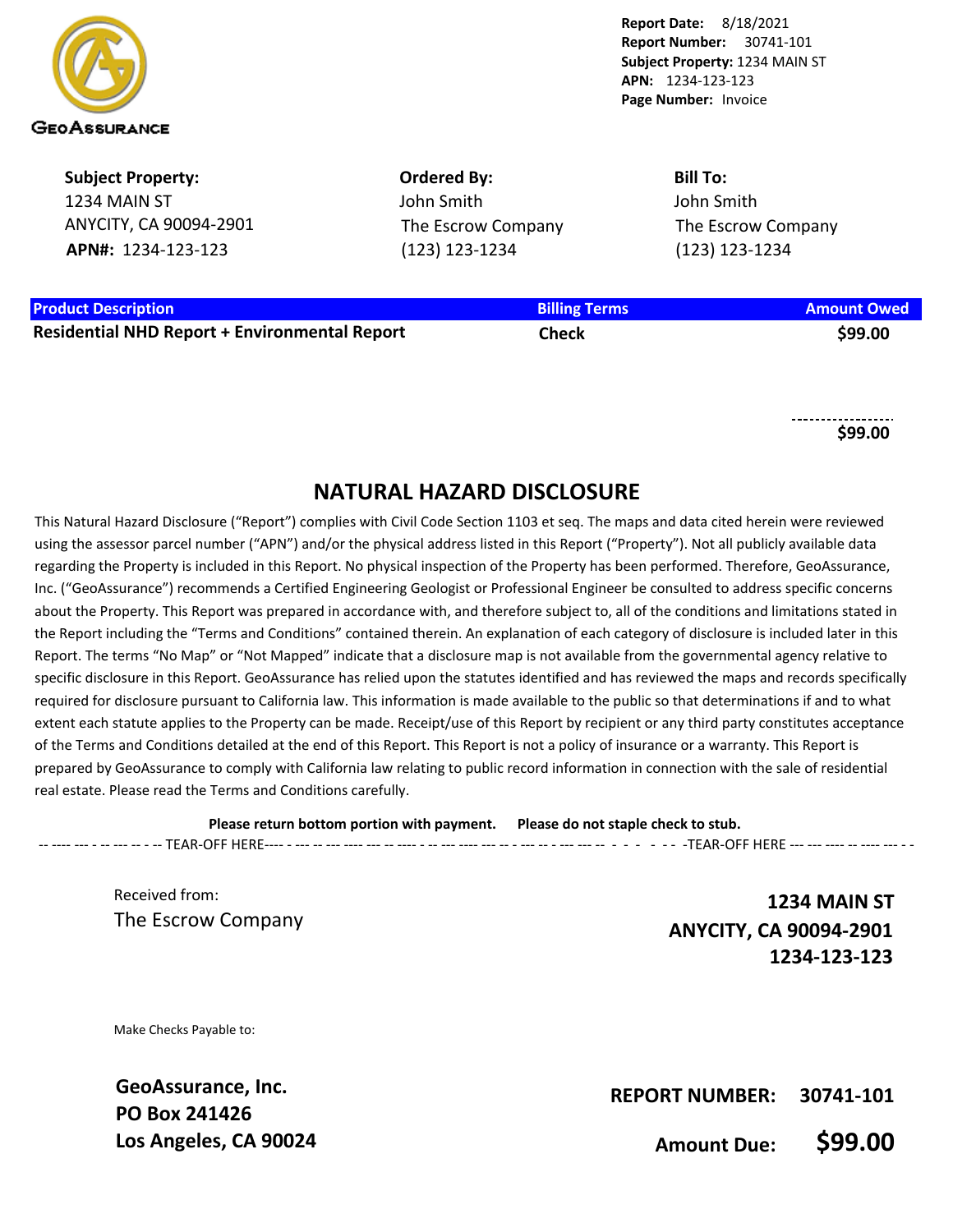GeoAssurance

**Report Date:** 8/18/2021
**Report Number:** 30741-101
**Subject Property:** 1234 MAIN ST
**APN:** 1234-123-123
**Page Number:** Invoice

| **Subject Property:** | **Ordered By:** | **Bill To:** |
|---|---|---|
| 1234 MAIN ST | John Smith | John Smith |
| ANYCITY, CA 90094-2901 | The Escrow Company | The Escrow Company |
| **APN#:** 1234-123-123 | (123) 123-1234 | (123) 123-1234 |

| Product Description | Billing Terms | Amount Owed |
|---|---|---|
| **Residential NHD Report + Environmental Report** | **Check** | **$99.00** |
| | | **$99.00** |

## NATURAL HAZARD DISCLOSURE

This Natural Hazard Disclosure ("Report") complies with Civil Code Section 1103 et seq. The maps and data cited herein were reviewed using the assessor parcel number ("APN") and/or the physical address listed in this Report ("Property"). Not all publicly available data regarding the Property is included in this Report. No physical inspection of the Property has been performed. Therefore, GeoAssurance, Inc. ("GeoAssurance") recommends a Certified Engineering Geologist or Professional Engineer be consulted to address specific concerns about the Property. This Report was prepared in accordance with, and therefore subject to, all of the conditions and limitations stated in the Report including the "Terms and Conditions" contained therein. An explanation of each category of disclosure is included later in this Report. The terms "No Map" or "Not Mapped" indicate that a disclosure map is not available from the governmental agency relative to specific disclosure in this Report. GeoAssurance has relied upon the statutes identified and has reviewed the maps and records specifically required for disclosure pursuant to California law. This information is made available to the public so that determinations if and to what extent each statute applies to the Property can be made. Receipt/use of this Report by recipient or any third party constitutes acceptance of the Terms and Conditions detailed at the end of this Report. This Report is not a policy of insurance or a warranty. This Report is prepared by GeoAssurance to comply with California law relating to public record information in connection with the sale of residential real estate. Please read the Terms and Conditions carefully.

**Please return bottom portion with payment. Please do not staple check to stub.**

-- TEAR-OFF HERE -- -- TEAR-OFF HERE --

Received from:
The Escrow Company

**1234 MAIN ST**
**ANYCITY, CA 90094-2901**
**1234-123-123**

Make Checks Payable to:

**GeoAssurance, Inc.**
**PO Box 241426**
**Los Angeles, CA 90024**

**REPORT NUMBER: 30741-101**

**Amount Due: $99.00**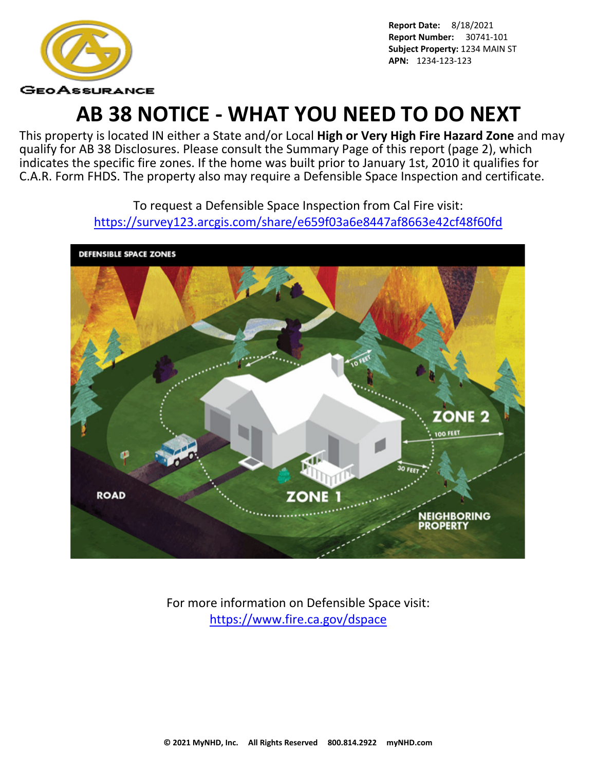**Report Date:** 8/18/2021
**Report Number:** 30741-101
**Subject Property:** 1234 MAIN ST
**APN:** 1234-123-123

# AB 38 NOTICE - WHAT YOU NEED TO DO NEXT

This property is located IN either a State and/or Local **High or Very High Fire Hazard Zone** and may qualify for AB 38 Disclosures. Please consult the Summary Page of this report (page 2), which indicates the specific fire zones. If the home was built prior to January 1st, 2010 it qualifies for C.A.R. Form FHDS. The property also may require a Defensible Space Inspection and certificate.

To request a Defensible Space Inspection from Cal Fire visit:
https://survey123.arcgis.com/share/e659f03a6e8447af8663e42cf48f60fd

For more information on Defensible Space visit:
https://www.fire.ca.gov/dspace

**© 2021 MyNHD, Inc. All Rights Reserved 800.814.2922 myNHD.com**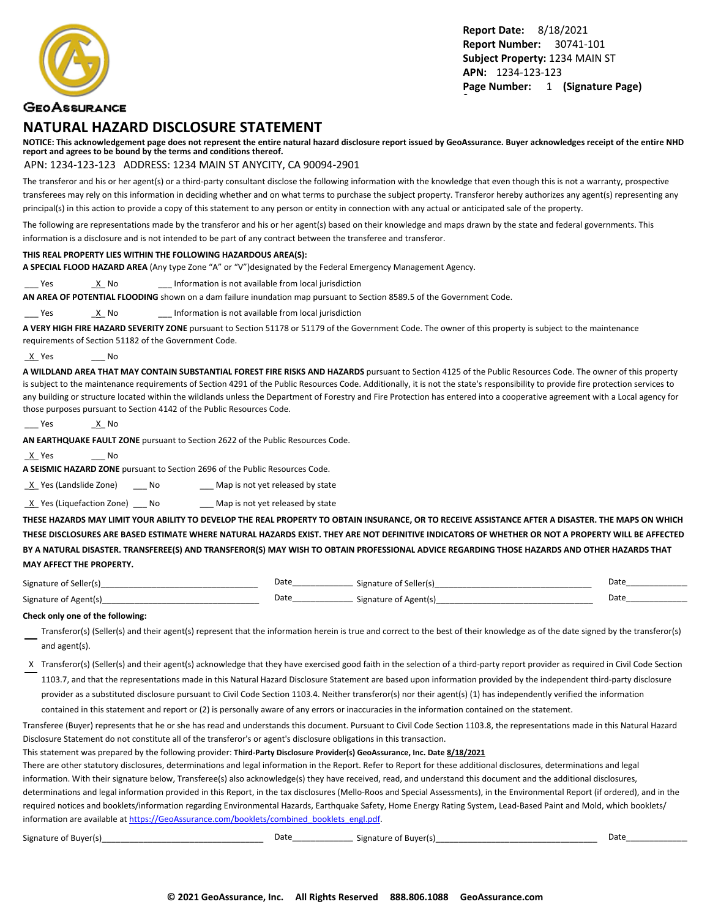GeoAssurance

**Report Date:** 8/18/2021
**Report Number:** 30741-101
**Subject Property:** 1234 MAIN ST
**APN:** 1234-123-123
**Page Number:** 1 **(Signature Page)**

# NATURAL HAZARD DISCLOSURE STATEMENT

**NOTICE: This acknowledgement page does not represent the entire natural hazard disclosure report issued by GeoAssurance. Buyer acknowledges receipt of the entire NHD report and agrees to be bound by the terms and conditions thereof.**

APN: 1234-123-123 ADDRESS: 1234 MAIN ST ANYCITY, CA 90094-2901

The transferor and his or her agent(s) or a third-party consultant disclose the following information with the knowledge that even though this is not a warranty, prospective transferees may rely on this information in deciding whether and on what terms to purchase the subject property. Transferor hereby authorizes any agent(s) representing any principal(s) in this action to provide a copy of this statement to any person or entity in connection with any actual or anticipated sale of the property.

The following are representations made by the transferor and his or her agent(s) based on their knowledge and maps drawn by the state and federal governments. This information is a disclosure and is not intended to be part of any contract between the transferee and transferor.

**THIS REAL PROPERTY LIES WITHIN THE FOLLOWING HAZARDOUS AREA(S):**

**A SPECIAL FLOOD HAZARD AREA** (Any type Zone "A" or "V")designated by the Federal Emergency Management Agency.

___ Yes _X_ No ___ Information is not available from local jurisdiction

**AN AREA OF POTENTIAL FLOODING** shown on a dam failure inundation map pursuant to Section 8589.5 of the Government Code.

___ Yes _X_ No ___ Information is not available from local jurisdiction

**A VERY HIGH FIRE HAZARD SEVERITY ZONE** pursuant to Section 51178 or 51179 of the Government Code. The owner of this property is subject to the maintenance requirements of Section 51182 of the Government Code.

_X_ Yes ___ No

**A WILDLAND AREA THAT MAY CONTAIN SUBSTANTIAL FOREST FIRE RISKS AND HAZARDS** pursuant to Section 4125 of the Public Resources Code. The owner of this property is subject to the maintenance requirements of Section 4291 of the Public Resources Code. Additionally, it is not the state's responsibility to provide fire protection services to any building or structure located within the wildlands unless the Department of Forestry and Fire Protection has entered into a cooperative agreement with a Local agency for those purposes pursuant to Section 4142 of the Public Resources Code.

___ Yes _X_ No

**AN EARTHQUAKE FAULT ZONE** pursuant to Section 2622 of the Public Resources Code.

_X_ Yes ___ No

**A SEISMIC HAZARD ZONE** pursuant to Section 2696 of the Public Resources Code.

_X_ Yes (Landslide Zone) ___ No ___ Map is not yet released by state

_X_ Yes (Liquefaction Zone) ___ No ___ Map is not yet released by state

**THESE HAZARDS MAY LIMIT YOUR ABILITY TO DEVELOP THE REAL PROPERTY TO OBTAIN INSURANCE, OR TO RECEIVE ASSISTANCE AFTER A DISASTER. THE MAPS ON WHICH THESE DISCLOSURES ARE BASED ESTIMATE WHERE NATURAL HAZARDS EXIST. THEY ARE NOT DEFINITIVE INDICATORS OF WHETHER OR NOT A PROPERTY WILL BE AFFECTED BY A NATURAL DISASTER. TRANSFEREE(S) AND TRANSFEROR(S) MAY WISH TO OBTAIN PROFESSIONAL ADVICE REGARDING THOSE HAZARDS AND OTHER HAZARDS THAT MAY AFFECT THE PROPERTY.**

Signature of Seller(s)________________________________ Date_____________ Signature of Seller(s)________________________________ Date_____________

Signature of Agent(s)________________________________ Date_____________ Signature of Agent(s)________________________________ Date_____________

**Check only one of the following:**

___ Transferor(s) (Seller(s) and their agent(s) represent that the information herein is true and correct to the best of their knowledge as of the date signed by the transferor(s) and agent(s).

_X_ Transferor(s) (Seller(s) and their agent(s) acknowledge that they have exercised good faith in the selection of a third-party report provider as required in Civil Code Section 1103.7, and that the representations made in this Natural Hazard Disclosure Statement are based upon information provided by the independent third-party disclosure provider as a substituted disclosure pursuant to Civil Code Section 1103.4. Neither transferor(s) nor their agent(s) (1) has independently verified the information contained in this statement and report or (2) is personally aware of any errors or inaccuracies in the information contained on the statement.

Transferee (Buyer) represents that he or she has read and understands this document. Pursuant to Civil Code Section 1103.8, the representations made in this Natural Hazard Disclosure Statement do not constitute all of the transferor's or agent's disclosure obligations in this transaction.

This statement was prepared by the following provider: **Third-Party Disclosure Provider(s) GeoAssurance, Inc. Date 8/18/2021**

There are other statutory disclosures, determinations and legal information in the Report. Refer to Report for these additional disclosures, determinations and legal information. With their signature below, Transferee(s) also acknowledge(s) they have received, read, and understand this document and the additional disclosures, determinations and legal information provided in this Report, in the tax disclosures (Mello-Roos and Special Assessments), in the Environmental Report (if ordered), and in the required notices and booklets/information regarding Environmental Hazards, Earthquake Safety, Home Energy Rating System, Lead-Based Paint and Mold, which booklets/ information are available at https://GeoAssurance.com/booklets/combined_booklets_engl.pdf.

Signature of Buyer(s)________________________________ Date_____________ Signature of Buyer(s)________________________________ Date_____________

**© 2021 GeoAssurance, Inc. All Rights Reserved 888.806.1088 GeoAssurance.com**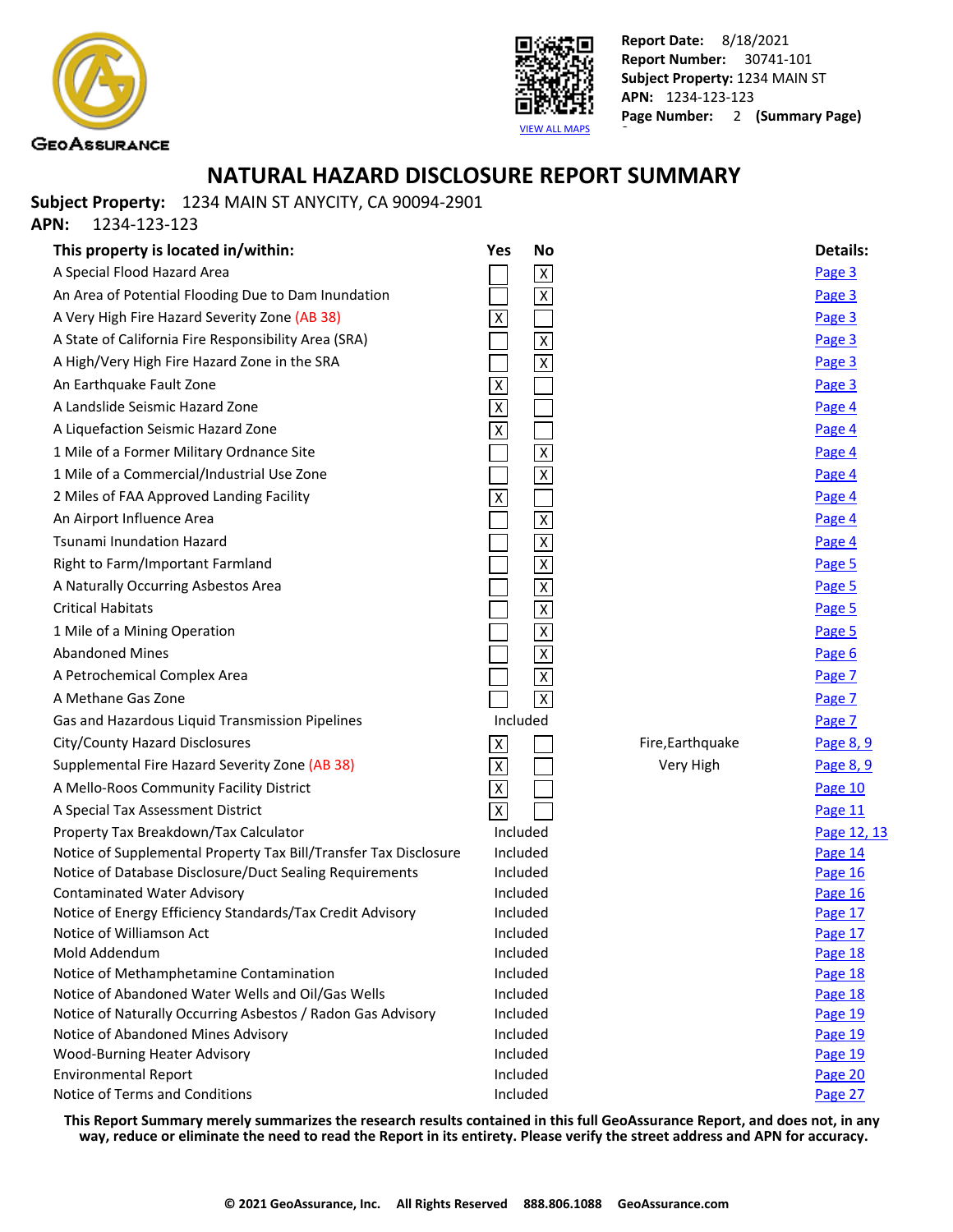Report Date: 8/18/2021
Report Number: 30741-101
Subject Property: 1234 MAIN ST
APN: 1234-123-123
Page Number: 2 (Summary Page)

VIEW ALL MAPS

# NATURAL HAZARD DISCLOSURE REPORT SUMMARY

**Subject Property:** 1234 MAIN ST ANYCITY, CA 90094-2901
**APN:** 1234-123-123

| This property is located in/within: | Yes | No | | Details: |
|---|---|---|---|---|
| A Special Flood Hazard Area | | X | | Page 3 |
| An Area of Potential Flooding Due to Dam Inundation | | X | | Page 3 |
| A Very High Fire Hazard Severity Zone (AB 38) | X | | | Page 3 |
| A State of California Fire Responsibility Area (SRA) | | X | | Page 3 |
| A High/Very High Fire Hazard Zone in the SRA | | X | | Page 3 |
| An Earthquake Fault Zone | X | | | Page 3 |
| A Landslide Seismic Hazard Zone | X | | | Page 4 |
| A Liquefaction Seismic Hazard Zone | X | | | Page 4 |
| 1 Mile of a Former Military Ordnance Site | | X | | Page 4 |
| 1 Mile of a Commercial/Industrial Use Zone | | X | | Page 4 |
| 2 Miles of FAA Approved Landing Facility | X | | | Page 4 |
| An Airport Influence Area | | X | | Page 4 |
| Tsunami Inundation Hazard | | X | | Page 4 |
| Right to Farm/Important Farmland | | X | | Page 5 |
| A Naturally Occurring Asbestos Area | | X | | Page 5 |
| Critical Habitats | | X | | Page 5 |
| 1 Mile of a Mining Operation | | X | | Page 5 |
| Abandoned Mines | | X | | Page 6 |
| A Petrochemical Complex Area | | X | | Page 7 |
| A Methane Gas Zone | | X | | Page 7 |
| Gas and Hazardous Liquid Transmission Pipelines | Included | | | Page 7 |
| City/County Hazard Disclosures | X | | Fire,Earthquake | Page 8, 9 |
| Supplemental Fire Hazard Severity Zone (AB 38) | X | | Very High | Page 8, 9 |
| A Mello-Roos Community Facility District | X | | | Page 10 |
| A Special Tax Assessment District | X | | | Page 11 |
| Property Tax Breakdown/Tax Calculator | Included | | | Page 12, 13 |
| Notice of Supplemental Property Tax Bill/Transfer Tax Disclosure | Included | | | Page 14 |
| Notice of Database Disclosure/Duct Sealing Requirements | Included | | | Page 16 |
| Contaminated Water Advisory | Included | | | Page 16 |
| Notice of Energy Efficiency Standards/Tax Credit Advisory | Included | | | Page 17 |
| Notice of Williamson Act | Included | | | Page 17 |
| Mold Addendum | Included | | | Page 18 |
| Notice of Methamphetamine Contamination | Included | | | Page 18 |
| Notice of Abandoned Water Wells and Oil/Gas Wells | Included | | | Page 18 |
| Notice of Naturally Occurring Asbestos / Radon Gas Advisory | Included | | | Page 19 |
| Notice of Abandoned Mines Advisory | Included | | | Page 19 |
| Wood-Burning Heater Advisory | Included | | | Page 19 |
| Environmental Report | Included | | | Page 20 |
| Notice of Terms and Conditions | Included | | | Page 27 |

**This Report Summary merely summarizes the research results contained in this full GeoAssurance Report, and does not, in any way, reduce or eliminate the need to read the Report in its entirety. Please verify the street address and APN for accuracy.**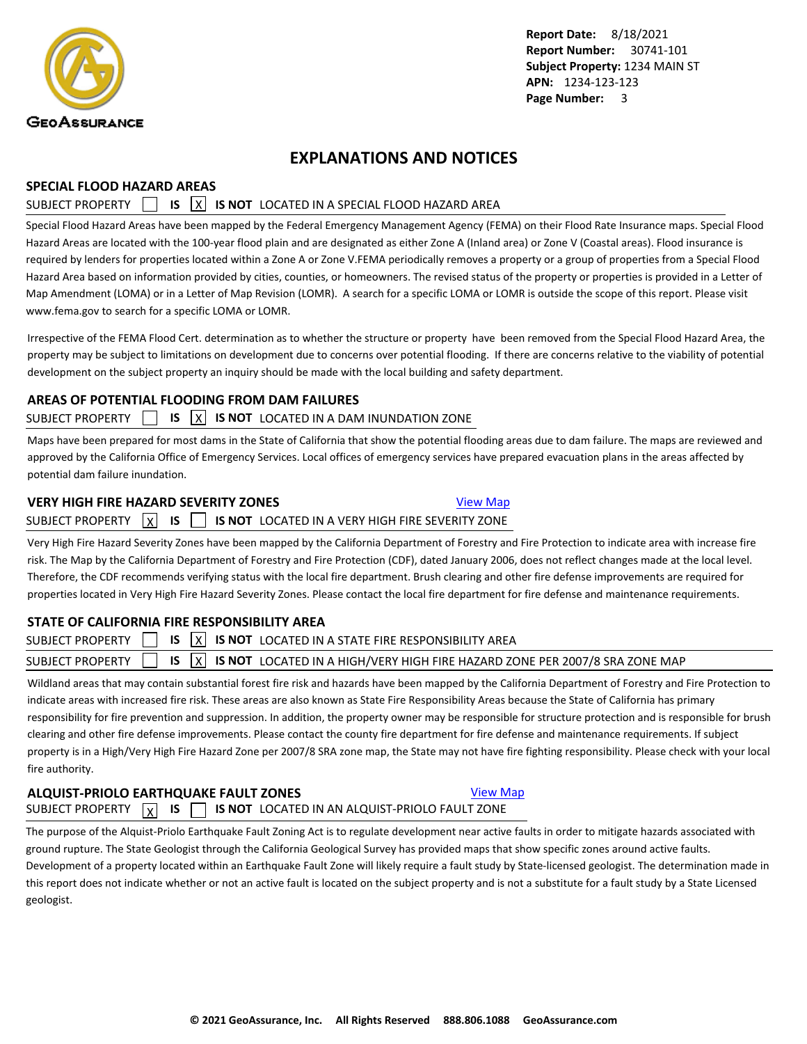Report Date: 8/18/2021
Report Number: 30741-101
Subject Property: 1234 MAIN ST
APN: 1234-123-123
Page Number: 3

# EXPLANATIONS AND NOTICES

## SPECIAL FLOOD HAZARD AREAS

SUBJECT PROPERTY [ ] **IS** [X] **IS NOT** LOCATED IN A SPECIAL FLOOD HAZARD AREA

Special Flood Hazard Areas have been mapped by the Federal Emergency Management Agency (FEMA) on their Flood Rate Insurance maps. Special Flood Hazard Areas are located with the 100-year flood plain and are designated as either Zone A (Inland area) or Zone V (Coastal areas). Flood insurance is required by lenders for properties located within a Zone A or Zone V.FEMA periodically removes a property or a group of properties from a Special Flood Hazard Area based on information provided by cities, counties, or homeowners. The revised status of the property or properties is provided in a Letter of Map Amendment (LOMA) or in a Letter of Map Revision (LOMR). A search for a specific LOMA or LOMR is outside the scope of this report. Please visit www.fema.gov to search for a specific LOMA or LOMR.

Irrespective of the FEMA Flood Cert. determination as to whether the structure or property have been removed from the Special Flood Hazard Area, the property may be subject to limitations on development due to concerns over potential flooding. If there are concerns relative to the viability of potential development on the subject property an inquiry should be made with the local building and safety department.

## AREAS OF POTENTIAL FLOODING FROM DAM FAILURES

SUBJECT PROPERTY [ ] **IS** [X] **IS NOT** LOCATED IN A DAM INUNDATION ZONE

Maps have been prepared for most dams in the State of California that show the potential flooding areas due to dam failure. The maps are reviewed and approved by the California Office of Emergency Services. Local offices of emergency services have prepared evacuation plans in the areas affected by potential dam failure inundation.

## VERY HIGH FIRE HAZARD SEVERITY ZONES

View Map

SUBJECT PROPERTY [X] **IS** [ ] **IS NOT** LOCATED IN A VERY HIGH FIRE SEVERITY ZONE

Very High Fire Hazard Severity Zones have been mapped by the California Department of Forestry and Fire Protection to indicate area with increase fire risk. The Map by the California Department of Forestry and Fire Protection (CDF), dated January 2006, does not reflect changes made at the local level. Therefore, the CDF recommends verifying status with the local fire department. Brush clearing and other fire defense improvements are required for properties located in Very High Fire Hazard Severity Zones. Please contact the local fire department for fire defense and maintenance requirements.

## STATE OF CALIFORNIA FIRE RESPONSIBILITY AREA

SUBJECT PROPERTY [ ] **IS** [X] **IS NOT** LOCATED IN A STATE FIRE RESPONSIBILITY AREA

SUBJECT PROPERTY [ ] **IS** [X] **IS NOT** LOCATED IN A HIGH/VERY HIGH FIRE HAZARD ZONE PER 2007/8 SRA ZONE MAP

Wildland areas that may contain substantial forest fire risk and hazards have been mapped by the California Department of Forestry and Fire Protection to indicate areas with increased fire risk. These areas are also known as State Fire Responsibility Areas because the State of California has primary responsibility for fire prevention and suppression. In addition, the property owner may be responsible for structure protection and is responsible for brush clearing and other fire defense improvements. Please contact the county fire department for fire defense and maintenance requirements. If subject property is in a High/Very High Fire Hazard Zone per 2007/8 SRA zone map, the State may not have fire fighting responsibility. Please check with your local fire authority.

## ALQUIST-PRIOLO EARTHQUAKE FAULT ZONES

View Map

SUBJECT PROPERTY [X] **IS** [ ] **IS NOT** LOCATED IN AN ALQUIST-PRIOLO FAULT ZONE

The purpose of the Alquist-Priolo Earthquake Fault Zoning Act is to regulate development near active faults in order to mitigate hazards associated with ground rupture. The State Geologist through the California Geological Survey has provided maps that show specific zones around active faults. Development of a property located within an Earthquake Fault Zone will likely require a fault study by State-licensed geologist. The determination made in this report does not indicate whether or not an active fault is located on the subject property and is not a substitute for a fault study by a State Licensed geologist.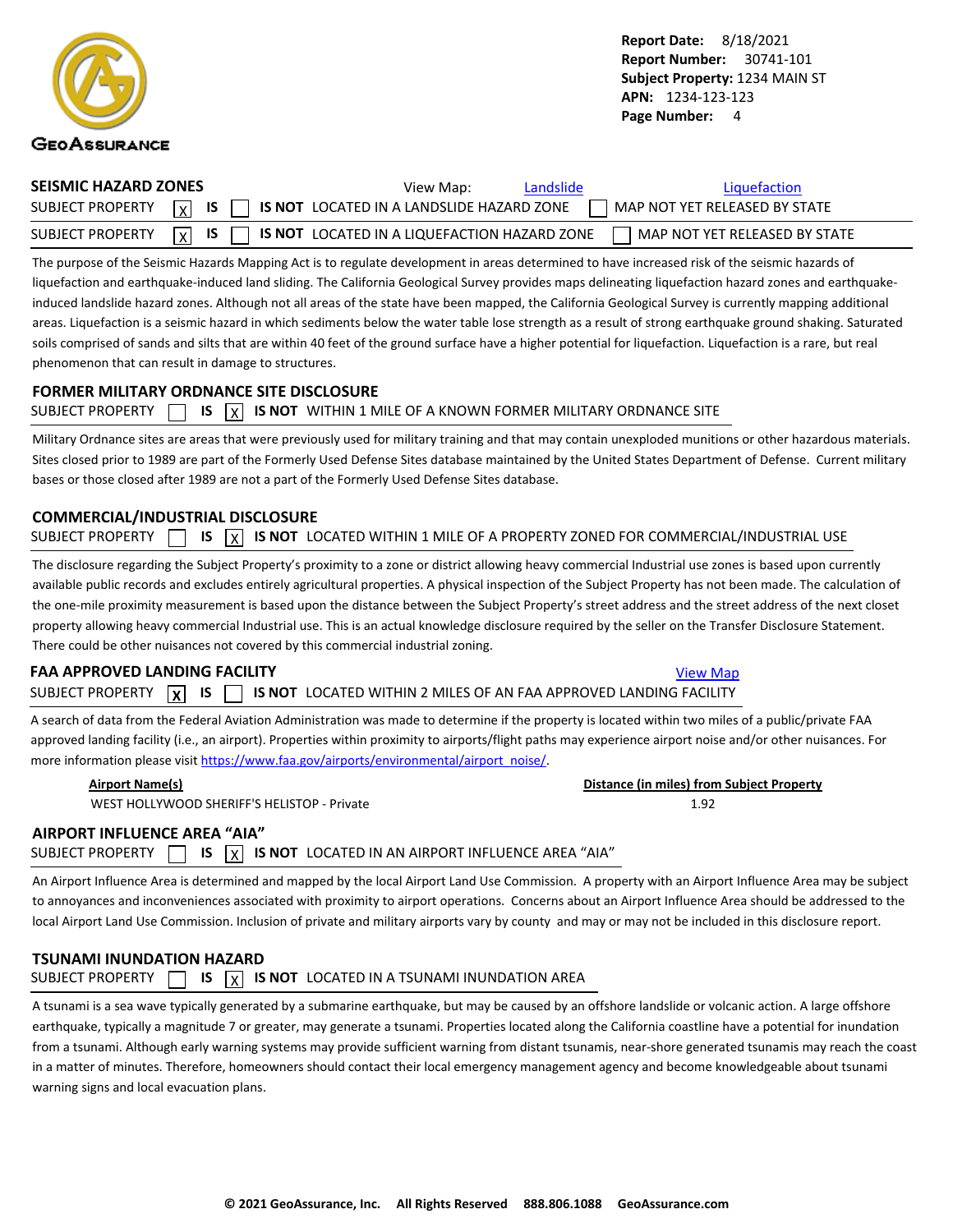**Report Date:** 8/18/2021
**Report Number:** 30741-101
**Subject Property:** 1234 MAIN ST
**APN:** 1234-123-123
**Page Number:** 4

## SEISMIC HAZARD ZONES

View Map: Landslide | Liquefaction

SUBJECT PROPERTY [X] **IS** [ ] **IS NOT** LOCATED IN A LANDSLIDE HAZARD ZONE [ ] MAP NOT YET RELEASED BY STATE

SUBJECT PROPERTY [X] **IS** [ ] **IS NOT** LOCATED IN A LIQUEFACTION HAZARD ZONE [ ] MAP NOT YET RELEASED BY STATE

The purpose of the Seismic Hazards Mapping Act is to regulate development in areas determined to have increased risk of the seismic hazards of liquefaction and earthquake-induced land sliding. The California Geological Survey provides maps delineating liquefaction hazard zones and earthquake-induced landslide hazard zones. Although not all areas of the state have been mapped, the California Geological Survey is currently mapping additional areas. Liquefaction is a seismic hazard in which sediments below the water table lose strength as a result of strong earthquake ground shaking. Saturated soils comprised of sands and silts that are within 40 feet of the ground surface have a higher potential for liquefaction. Liquefaction is a rare, but real phenomenon that can result in damage to structures.

## FORMER MILITARY ORDNANCE SITE DISCLOSURE

SUBJECT PROPERTY [ ] **IS** [X] **IS NOT** WITHIN 1 MILE OF A KNOWN FORMER MILITARY ORDNANCE SITE

Military Ordnance sites are areas that were previously used for military training and that may contain unexploded munitions or other hazardous materials. Sites closed prior to 1989 are part of the Formerly Used Defense Sites database maintained by the United States Department of Defense. Current military bases or those closed after 1989 are not a part of the Formerly Used Defense Sites database.

## COMMERCIAL/INDUSTRIAL DISCLOSURE

SUBJECT PROPERTY [ ] **IS** [X] **IS NOT** LOCATED WITHIN 1 MILE OF A PROPERTY ZONED FOR COMMERCIAL/INDUSTRIAL USE

The disclosure regarding the Subject Property's proximity to a zone or district allowing heavy commercial Industrial use zones is based upon currently available public records and excludes entirely agricultural properties. A physical inspection of the Subject Property has not been made. The calculation of the one-mile proximity measurement is based upon the distance between the Subject Property's street address and the street address of the next closet property allowing heavy commercial Industrial use. This is an actual knowledge disclosure required by the seller on the Transfer Disclosure Statement. There could be other nuisances not covered by this commercial industrial zoning.

## FAA APPROVED LANDING FACILITY

View Map

SUBJECT PROPERTY [X] **IS** [ ] **IS NOT** LOCATED WITHIN 2 MILES OF AN FAA APPROVED LANDING FACILITY

A search of data from the Federal Aviation Administration was made to determine if the property is located within two miles of a public/private FAA approved landing facility (i.e., an airport). Properties within proximity to airports/flight paths may experience airport noise and/or other nuisances. For more information please visit https://www.faa.gov/airports/environmental/airport_noise/.

| Airport Name(s) | Distance (in miles) from Subject Property |
|---|---|
| WEST HOLLYWOOD SHERIFF'S HELISTOP - Private | 1.92 |

## AIRPORT INFLUENCE AREA "AIA"

SUBJECT PROPERTY [ ] **IS** [X] **IS NOT** LOCATED IN AN AIRPORT INFLUENCE AREA "AIA"

An Airport Influence Area is determined and mapped by the local Airport Land Use Commission. A property with an Airport Influence Area may be subject to annoyances and inconveniences associated with proximity to airport operations. Concerns about an Airport Influence Area should be addressed to the local Airport Land Use Commission. Inclusion of private and military airports vary by county and may or may not be included in this disclosure report.

## TSUNAMI INUNDATION HAZARD

SUBJECT PROPERTY [ ] **IS** [X] **IS NOT** LOCATED IN A TSUNAMI INUNDATION AREA

A tsunami is a sea wave typically generated by a submarine earthquake, but may be caused by an offshore landslide or volcanic action. A large offshore earthquake, typically a magnitude 7 or greater, may generate a tsunami. Properties located along the California coastline have a potential for inundation from a tsunami. Although early warning systems may provide sufficient warning from distant tsunamis, near-shore generated tsunamis may reach the coast in a matter of minutes. Therefore, homeowners should contact their local emergency management agency and become knowledgeable about tsunami warning signs and local evacuation plans.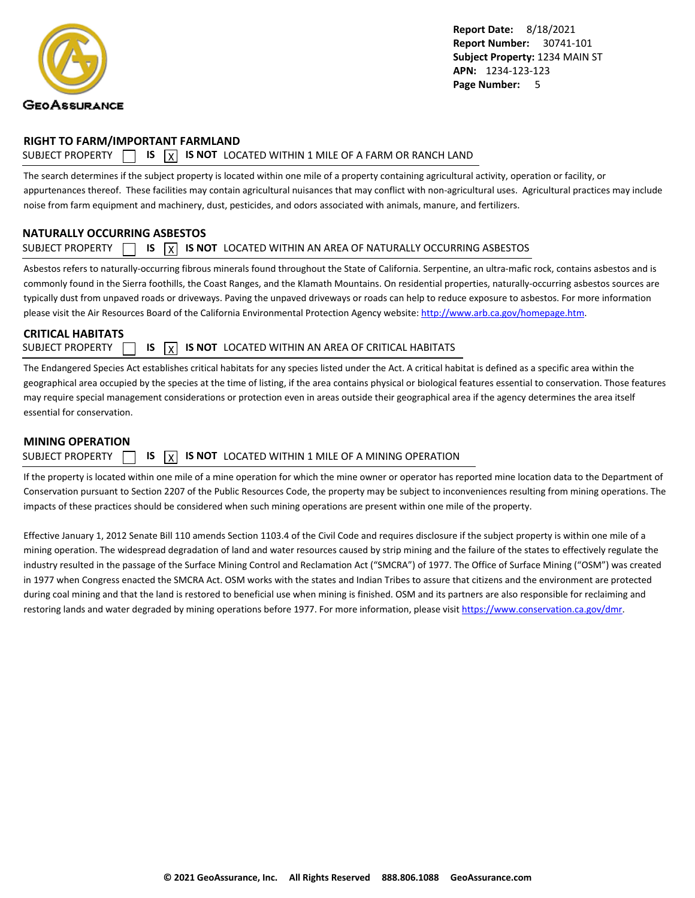## RIGHT TO FARM/IMPORTANT FARMLAND

SUBJECT PROPERTY ☐ **IS** ☒ **IS NOT** LOCATED WITHIN 1 MILE OF A FARM OR RANCH LAND

The search determines if the subject property is located within one mile of a property containing agricultural activity, operation or facility, or appurtenances thereof. These facilities may contain agricultural nuisances that may conflict with non-agricultural uses. Agricultural practices may include noise from farm equipment and machinery, dust, pesticides, and odors associated with animals, manure, and fertilizers.

## NATURALLY OCCURRING ASBESTOS

SUBJECT PROPERTY ☐ **IS** ☒ **IS NOT** LOCATED WITHIN AN AREA OF NATURALLY OCCURRING ASBESTOS

Asbestos refers to naturally-occurring fibrous minerals found throughout the State of California. Serpentine, an ultra-mafic rock, contains asbestos and is commonly found in the Sierra foothills, the Coast Ranges, and the Klamath Mountains. On residential properties, naturally-occurring asbestos sources are typically dust from unpaved roads or driveways. Paving the unpaved driveways or roads can help to reduce exposure to asbestos. For more information please visit the Air Resources Board of the California Environmental Protection Agency website: http://www.arb.ca.gov/homepage.htm.

## CRITICAL HABITATS

SUBJECT PROPERTY ☐ **IS** ☒ **IS NOT** LOCATED WITHIN AN AREA OF CRITICAL HABITATS

The Endangered Species Act establishes critical habitats for any species listed under the Act. A critical habitat is defined as a specific area within the geographical area occupied by the species at the time of listing, if the area contains physical or biological features essential to conservation. Those features may require special management considerations or protection even in areas outside their geographical area if the agency determines the area itself essential for conservation.

## MINING OPERATION

SUBJECT PROPERTY ☐ **IS** ☒ **IS NOT** LOCATED WITHIN 1 MILE OF A MINING OPERATION

If the property is located within one mile of a mine operation for which the mine owner or operator has reported mine location data to the Department of Conservation pursuant to Section 2207 of the Public Resources Code, the property may be subject to inconveniences resulting from mining operations. The impacts of these practices should be considered when such mining operations are present within one mile of the property.

Effective January 1, 2012 Senate Bill 110 amends Section 1103.4 of the Civil Code and requires disclosure if the subject property is within one mile of a mining operation. The widespread degradation of land and water resources caused by strip mining and the failure of the states to effectively regulate the industry resulted in the passage of the Surface Mining Control and Reclamation Act ("SMCRA") of 1977. The Office of Surface Mining ("OSM") was created in 1977 when Congress enacted the SMCRA Act. OSM works with the states and Indian Tribes to assure that citizens and the environment are protected during coal mining and that the land is restored to beneficial use when mining is finished. OSM and its partners are also responsible for reclaiming and restoring lands and water degraded by mining operations before 1977. For more information, please visit https://www.conservation.ca.gov/dmr.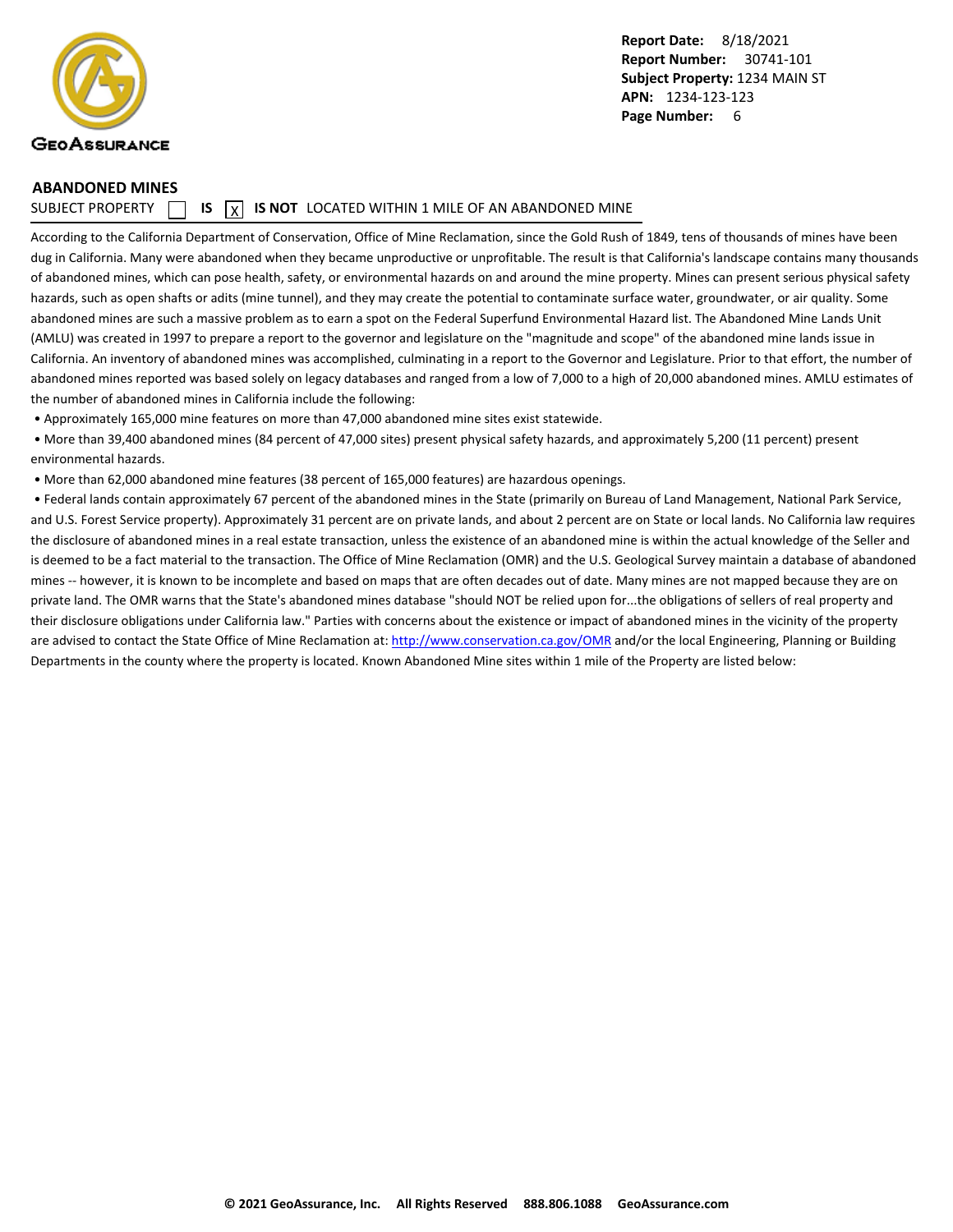Report Date: 8/18/2021
Report Number: 30741-101
Subject Property: 1234 MAIN ST
APN: 1234-123-123

## ABANDONED MINES

SUBJECT PROPERTY ☐ **IS** ☒ **IS NOT** LOCATED WITHIN 1 MILE OF AN ABANDONED MINE

According to the California Department of Conservation, Office of Mine Reclamation, since the Gold Rush of 1849, tens of thousands of mines have been dug in California. Many were abandoned when they became unproductive or unprofitable. The result is that California's landscape contains many thousands of abandoned mines, which can pose health, safety, or environmental hazards on and around the mine property. Mines can present serious physical safety hazards, such as open shafts or adits (mine tunnel), and they may create the potential to contaminate surface water, groundwater, or air quality. Some abandoned mines are such a massive problem as to earn a spot on the Federal Superfund Environmental Hazard list. The Abandoned Mine Lands Unit (AMLU) was created in 1997 to prepare a report to the governor and legislature on the "magnitude and scope" of the abandoned mine lands issue in California. An inventory of abandoned mines was accomplished, culminating in a report to the Governor and Legislature. Prior to that effort, the number of abandoned mines reported was based solely on legacy databases and ranged from a low of 7,000 to a high of 20,000 abandoned mines. AMLU estimates of the number of abandoned mines in California include the following:

- Approximately 165,000 mine features on more than 47,000 abandoned mine sites exist statewide.
- More than 39,400 abandoned mines (84 percent of 47,000 sites) present physical safety hazards, and approximately 5,200 (11 percent) present environmental hazards.
- More than 62,000 abandoned mine features (38 percent of 165,000 features) are hazardous openings.
- Federal lands contain approximately 67 percent of the abandoned mines in the State (primarily on Bureau of Land Management, National Park Service, and U.S. Forest Service property). Approximately 31 percent are on private lands, and about 2 percent are on State or local lands. No California law requires the disclosure of abandoned mines in a real estate transaction, unless the existence of an abandoned mine is within the actual knowledge of the Seller and is deemed to be a fact material to the transaction. The Office of Mine Reclamation (OMR) and the U.S. Geological Survey maintain a database of abandoned mines -- however, it is known to be incomplete and based on maps that are often decades out of date. Many mines are not mapped because they are on private land. The OMR warns that the State's abandoned mines database "should NOT be relied upon for...the obligations of sellers of real property and their disclosure obligations under California law." Parties with concerns about the existence or impact of abandoned mines in the vicinity of the property are advised to contact the State Office of Mine Reclamation at: http://www.conservation.ca.gov/OMR and/or the local Engineering, Planning or Building Departments in the county where the property is located. Known Abandoned Mine sites within 1 mile of the Property are listed below: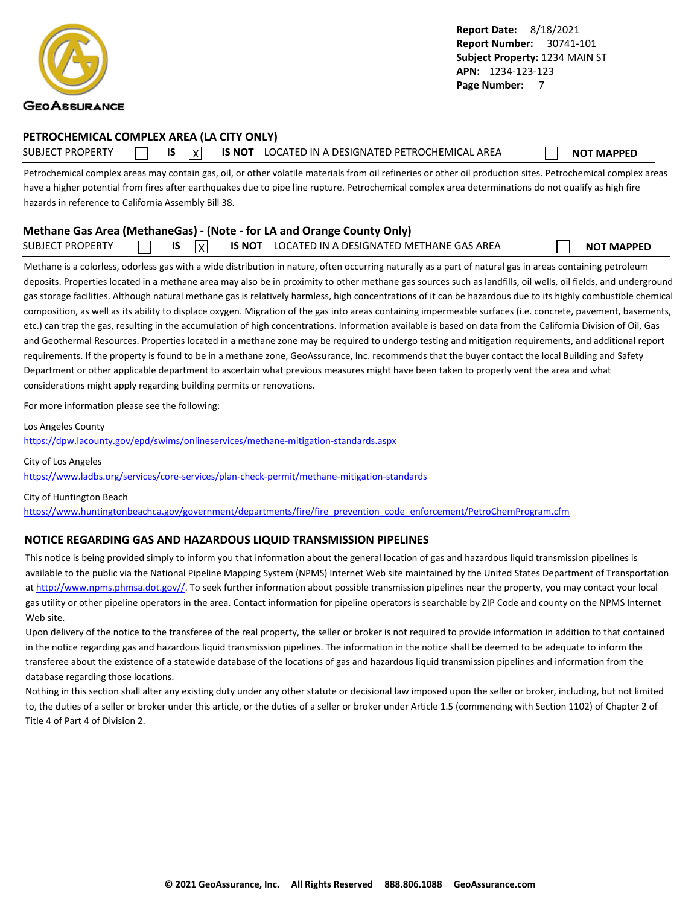**Report Date:** 8/18/2021
**Report Number:** 30741-101
**Subject Property:** 1234 MAIN ST
**APN:** 1234-123-123
**Page Number:** 7

## PETROCHEMICAL COMPLEX AREA (LA CITY ONLY)

SUBJECT PROPERTY ☐ **IS** ☒ **IS NOT** LOCATED IN A DESIGNATED PETROCHEMICAL AREA ☐ **NOT MAPPED**

Petrochemical complex areas may contain gas, oil, or other volatile materials from oil refineries or other oil production sites. Petrochemical complex areas have a higher potential from fires after earthquakes due to pipe line rupture. Petrochemical complex area determinations do not qualify as high fire hazards in reference to California Assembly Bill 38.

## Methane Gas Area (MethaneGas) - (Note - for LA and Orange County Only)

SUBJECT PROPERTY ☐ **IS** ☒ **IS NOT** LOCATED IN A DESIGNATED METHANE GAS AREA ☐ **NOT MAPPED**

Methane is a colorless, odorless gas with a wide distribution in nature, often occurring naturally as a part of natural gas in areas containing petroleum deposits. Properties located in a methane area may also be in proximity to other methane gas sources such as landfills, oil wells, oil fields, and underground gas storage facilities. Although natural methane gas is relatively harmless, high concentrations of it can be hazardous due to its highly combustible chemical composition, as well as its ability to displace oxygen. Migration of the gas into areas containing impermeable surfaces (i.e. concrete, pavement, basements, etc.) can trap the gas, resulting in the accumulation of high concentrations. Information available is based on data from the California Division of Oil, Gas and Geothermal Resources. Properties located in a methane zone may be required to undergo testing and mitigation requirements, and additional report requirements. If the property is found to be in a methane zone, GeoAssurance, Inc. recommends that the buyer contact the local Building and Safety Department or other applicable department to ascertain what previous measures might have been taken to properly vent the area and what considerations might apply regarding building permits or renovations.

For more information please see the following:

Los Angeles County
https://dpw.lacounty.gov/epd/swims/onlineservices/methane-mitigation-standards.aspx

City of Los Angeles
https://www.ladbs.org/services/core-services/plan-check-permit/methane-mitigation-standards

City of Huntington Beach
https://www.huntingtonbeachca.gov/government/departments/fire/fire_prevention_code_enforcement/PetroChemProgram.cfm

## NOTICE REGARDING GAS AND HAZARDOUS LIQUID TRANSMISSION PIPELINES

This notice is being provided simply to inform you that information about the general location of gas and hazardous liquid transmission pipelines is available to the public via the National Pipeline Mapping System (NPMS) Internet Web site maintained by the United States Department of Transportation at http://www.npms.phmsa.dot.gov//. To seek further information about possible transmission pipelines near the property, you may contact your local gas utility or other pipeline operators in the area. Contact information for pipeline operators is searchable by ZIP Code and county on the NPMS Internet Web site.

Upon delivery of the notice to the transferee of the real property, the seller or broker is not required to provide information in addition to that contained in the notice regarding gas and hazardous liquid transmission pipelines. The information in the notice shall be deemed to be adequate to inform the transferee about the existence of a statewide database of the locations of gas and hazardous liquid transmission pipelines and information from the database regarding those locations.

Nothing in this section shall alter any existing duty under any other statute or decisional law imposed upon the seller or broker, including, but not limited to, the duties of a seller or broker under this article, or the duties of a seller or broker under Article 1.5 (commencing with Section 1102) of Chapter 2 of Title 4 of Part 4 of Division 2.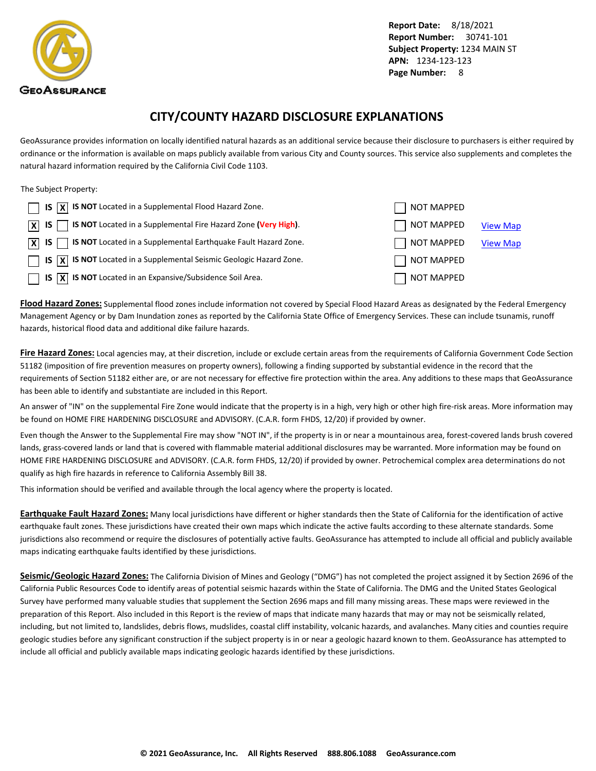**Report Date:** 8/18/2021
**Report Number:** 30741-101
**Subject Property:** 1234 MAIN ST
**APN:** 1234-123-123
**Page Number:** 8

# CITY/COUNTY HAZARD DISCLOSURE EXPLANATIONS

GeoAssurance provides information on locally identified natural hazards as an additional service because their disclosure to purchasers is either required by ordinance or the information is available on maps publicly available from various City and County sources. This service also supplements and completes the natural hazard information required by the California Civil Code 1103.

The Subject Property:

| IS | IS NOT | Hazard | NOT MAPPED | Map |
|---|---|---|---|---|
| [ ] | [X] | **IS NOT** Located in a Supplemental Flood Hazard Zone. | [ ] | |
| [X] | [ ] | **IS NOT** Located in a Supplemental Fire Hazard Zone **(Very High)**. | [ ] | View Map |
| [X] | [ ] | **IS NOT** Located in a Supplemental Earthquake Fault Hazard Zone. | [ ] | View Map |
| [ ] | [X] | **IS NOT** Located in a Supplemental Seismic Geologic Hazard Zone. | [ ] | |
| [ ] | [X] | **IS NOT** Located in an Expansive/Subsidence Soil Area. | [ ] | |

**Flood Hazard Zones:** Supplemental flood zones include information not covered by Special Flood Hazard Areas as designated by the Federal Emergency Management Agency or by Dam Inundation zones as reported by the California State Office of Emergency Services. These can include tsunamis, runoff hazards, historical flood data and additional dike failure hazards.

**Fire Hazard Zones:** Local agencies may, at their discretion, include or exclude certain areas from the requirements of California Government Code Section 51182 (imposition of fire prevention measures on property owners), following a finding supported by substantial evidence in the record that the requirements of Section 51182 either are, or are not necessary for effective fire protection within the area. Any additions to these maps that GeoAssurance has been able to identify and substantiate are included in this Report.

An answer of "IN" on the supplemental Fire Zone would indicate that the property is in a high, very high or other high fire-risk areas. More information may be found on HOME FIRE HARDENING DISCLOSURE and ADVISORY. (C.A.R. form FHDS, 12/20) if provided by owner.

Even though the Answer to the Supplemental Fire may show "NOT IN", if the property is in or near a mountainous area, forest-covered lands brush covered lands, grass-covered lands or land that is covered with flammable material additional disclosures may be warranted. More information may be found on HOME FIRE HARDENING DISCLOSURE and ADVISORY. (C.A.R. form FHDS, 12/20) if provided by owner. Petrochemical complex area determinations do not qualify as high fire hazards in reference to California Assembly Bill 38.

This information should be verified and available through the local agency where the property is located.

**Earthquake Fault Hazard Zones:** Many local jurisdictions have different or higher standards then the State of California for the identification of active earthquake fault zones. These jurisdictions have created their own maps which indicate the active faults according to these alternate standards. Some jurisdictions also recommend or require the disclosures of potentially active faults. GeoAssurance has attempted to include all official and publicly available maps indicating earthquake faults identified by these jurisdictions.

**Seismic/Geologic Hazard Zones:** The California Division of Mines and Geology ("DMG") has not completed the project assigned it by Section 2696 of the California Public Resources Code to identify areas of potential seismic hazards within the State of California. The DMG and the United States Geological Survey have performed many valuable studies that supplement the Section 2696 maps and fill many missing areas. These maps were reviewed in the preparation of this Report. Also included in this Report is the review of maps that indicate many hazards that may or may not be seismically related, including, but not limited to, landslides, debris flows, mudslides, coastal cliff instability, volcanic hazards, and avalanches. Many cities and counties require geologic studies before any significant construction if the subject property is in or near a geologic hazard known to them. GeoAssurance has attempted to include all official and publicly available maps indicating geologic hazards identified by these jurisdictions.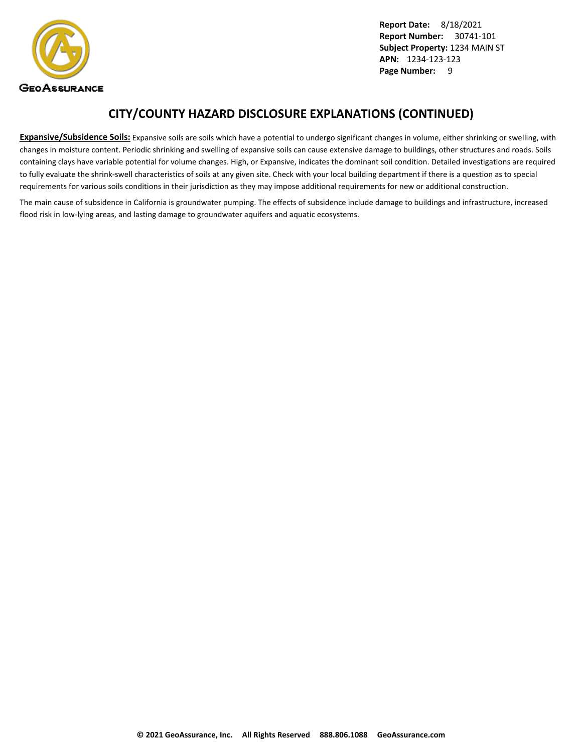# CITY/COUNTY HAZARD DISCLOSURE EXPLANATIONS (CONTINUED)

**Expansive/Subsidence Soils:** Expansive soils are soils which have a potential to undergo significant changes in volume, either shrinking or swelling, with changes in moisture content. Periodic shrinking and swelling of expansive soils can cause extensive damage to buildings, other structures and roads. Soils containing clays have variable potential for volume changes. High, or Expansive, indicates the dominant soil condition. Detailed investigations are required to fully evaluate the shrink-swell characteristics of soils at any given site. Check with your local building department if there is a question as to special requirements for various soils conditions in their jurisdiction as they may impose additional requirements for new or additional construction.

The main cause of subsidence in California is groundwater pumping. The effects of subsidence include damage to buildings and infrastructure, increased flood risk in low-lying areas, and lasting damage to groundwater aquifers and aquatic ecosystems.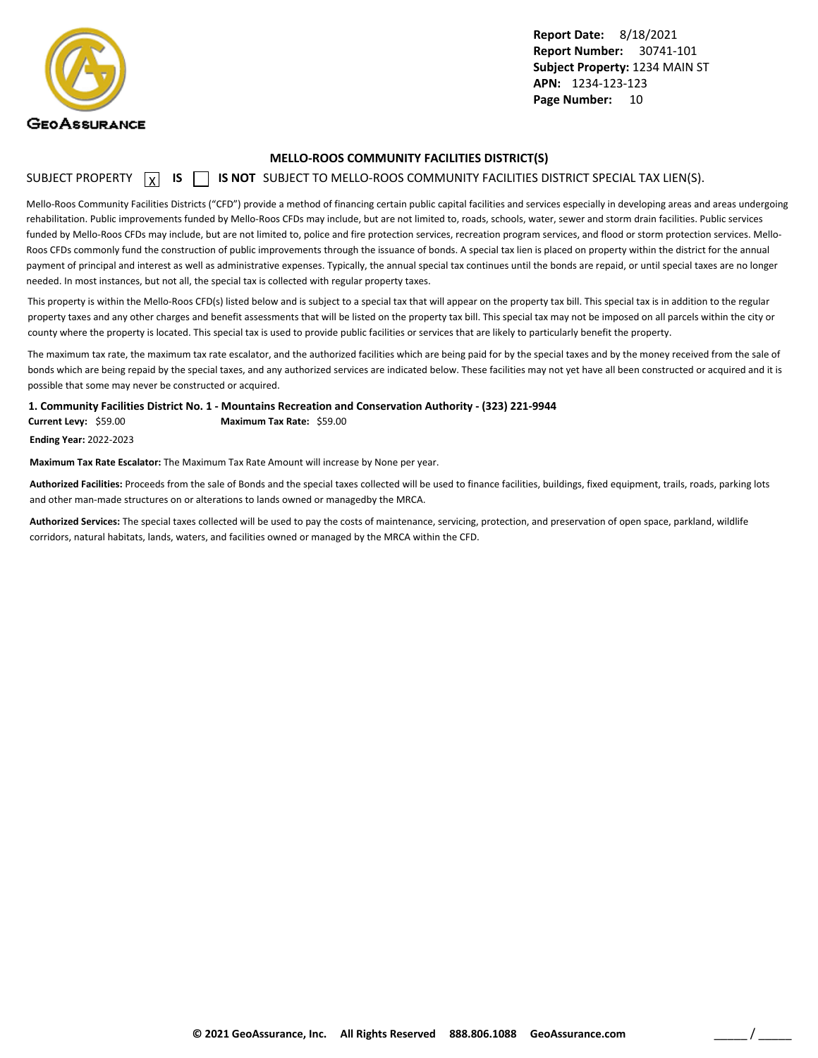**Report Date:** 8/18/2021
**Report Number:** 30741-101
**Subject Property:** 1234 MAIN ST
**APN:** 1234-123-123

## MELLO-ROOS COMMUNITY FACILITIES DISTRICT(S)

SUBJECT PROPERTY [X] **IS** [ ] **IS NOT** SUBJECT TO MELLO-ROOS COMMUNITY FACILITIES DISTRICT SPECIAL TAX LIEN(S).

Mello-Roos Community Facilities Districts ("CFD") provide a method of financing certain public capital facilities and services especially in developing areas and areas undergoing rehabilitation. Public improvements funded by Mello-Roos CFDs may include, but are not limited to, roads, schools, water, sewer and storm drain facilities. Public services funded by Mello-Roos CFDs may include, but are not limited to, police and fire protection services, recreation program services, and flood or storm protection services. Mello-Roos CFDs commonly fund the construction of public improvements through the issuance of bonds. A special tax lien is placed on property within the district for the annual payment of principal and interest as well as administrative expenses. Typically, the annual special tax continues until the bonds are repaid, or until special taxes are no longer needed. In most instances, but not all, the special tax is collected with regular property taxes.

This property is within the Mello-Roos CFD(s) listed below and is subject to a special tax that will appear on the property tax bill. This special tax is in addition to the regular property taxes and any other charges and benefit assessments that will be listed on the property tax bill. This special tax may not be imposed on all parcels within the city or county where the property is located. This special tax is used to provide public facilities or services that are likely to particularly benefit the property.

The maximum tax rate, the maximum tax rate escalator, and the authorized facilities which are being paid for by the special taxes and by the money received from the sale of bonds which are being repaid by the special taxes, and any authorized services are indicated below. These facilities may not yet have all been constructed or acquired and it is possible that some may never be constructed or acquired.

### 1. Community Facilities District No. 1 - Mountains Recreation and Conservation Authority - (323) 221-9944

**Current Levy:** $59.00 **Maximum Tax Rate:** $59.00

**Ending Year:** 2022-2023

**Maximum Tax Rate Escalator:** The Maximum Tax Rate Amount will increase by None per year.

**Authorized Facilities:** Proceeds from the sale of Bonds and the special taxes collected will be used to finance facilities, buildings, fixed equipment, trails, roads, parking lots and other man-made structures on or alterations to lands owned or managedby the MRCA.

**Authorized Services:** The special taxes collected will be used to pay the costs of maintenance, servicing, protection, and preservation of open space, parkland, wildlife corridors, natural habitats, lands, waters, and facilities owned or managed by the MRCA within the CFD.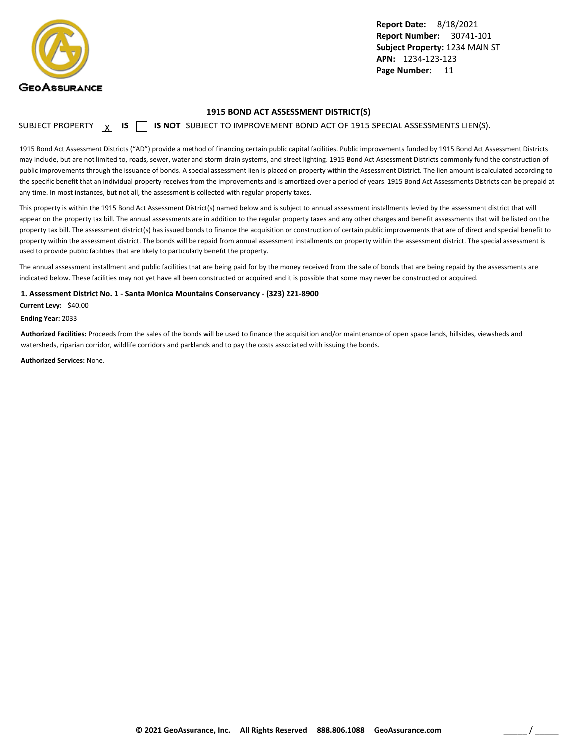Report Date: 8/18/2021
Report Number: 30741-101
Subject Property: 1234 MAIN ST
APN: 1234-123-123

## 1915 BOND ACT ASSESSMENT DISTRICT(S)

SUBJECT PROPERTY [X] **IS** [ ] **IS NOT** SUBJECT TO IMPROVEMENT BOND ACT OF 1915 SPECIAL ASSESSMENTS LIEN(S).

1915 Bond Act Assessment Districts ("AD") provide a method of financing certain public capital facilities. Public improvements funded by 1915 Bond Act Assessment Districts may include, but are not limited to, roads, sewer, water and storm drain systems, and street lighting. 1915 Bond Act Assessment Districts commonly fund the construction of public improvements through the issuance of bonds. A special assessment lien is placed on property within the Assessment District. The lien amount is calculated according to the specific benefit that an individual property receives from the improvements and is amortized over a period of years. 1915 Bond Act Assessments Districts can be prepaid at any time. In most instances, but not all, the assessment is collected with regular property taxes.

This property is within the 1915 Bond Act Assessment District(s) named below and is subject to annual assessment installments levied by the assessment district that will appear on the property tax bill. The annual assessments are in addition to the regular property taxes and any other charges and benefit assessments that will be listed on the property tax bill. The assessment district(s) has issued bonds to finance the acquisition or construction of certain public improvements that are of direct and special benefit to property within the assessment district. The bonds will be repaid from annual assessment installments on property within the assessment district. The special assessment is used to provide public facilities that are likely to particularly benefit the property.

The annual assessment installment and public facilities that are being paid for by the money received from the sale of bonds that are being repaid by the assessments are indicated below. These facilities may not yet have all been constructed or acquired and it is possible that some may never be constructed or acquired.

**1. Assessment District No. 1 - Santa Monica Mountains Conservancy - (323) 221-8900**

**Current Levy:** $40.00

**Ending Year:** 2033

**Authorized Facilities:** Proceeds from the sales of the bonds will be used to finance the acquisition and/or maintenance of open space lands, hillsides, viewsheds and watersheds, riparian corridor, wildlife corridors and parklands and to pay the costs associated with issuing the bonds.

**Authorized Services:** None.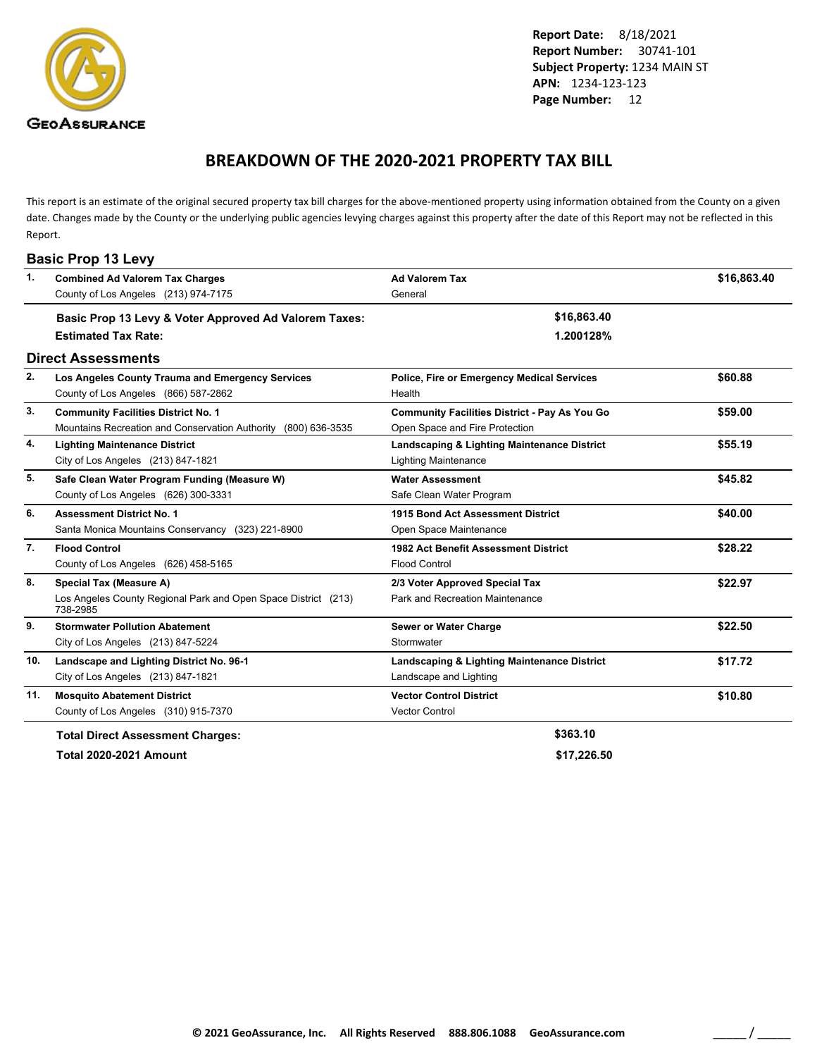**Report Date:** 8/18/2021
**Report Number:** 30741-101
**Subject Property:** 1234 MAIN ST
**APN:** 1234-123-123
**Page Number:** 12

# BREAKDOWN OF THE 2020-2021 PROPERTY TAX BILL

This report is an estimate of the original secured property tax bill charges for the above-mentioned property using information obtained from the County on a given date. Changes made by the County or the underlying public agencies levying charges against this property after the date of this Report may not be reflected in this Report.

## Basic Prop 13 Levy

| # | Charge / Agency | Type / Category | Amount |
|---|---|---|---|
| 1. | **Combined Ad Valorem Tax Charges**<br>County of Los Angeles (213) 974-7175 | **Ad Valorem Tax**<br>General | **$16,863.40** |

**Basic Prop 13 Levy & Voter Approved Ad Valorem Taxes:** **$16,863.40**
**Estimated Tax Rate:** **1.200128%**

## Direct Assessments

| # | Charge / Agency | Type / Category | Amount |
|---|---|---|---|
| 2. | **Los Angeles County Trauma and Emergency Services**<br>County of Los Angeles (866) 587-2862 | **Police, Fire or Emergency Medical Services**<br>Health | **$60.88** |
| 3. | **Community Facilities District No. 1**<br>Mountains Recreation and Conservation Authority (800) 636-3535 | **Community Facilities District - Pay As You Go**<br>Open Space and Fire Protection | **$59.00** |
| 4. | **Lighting Maintenance District**<br>City of Los Angeles (213) 847-1821 | **Landscaping & Lighting Maintenance District**<br>Lighting Maintenance | **$55.19** |
| 5. | **Safe Clean Water Program Funding (Measure W)**<br>County of Los Angeles (626) 300-3331 | **Water Assessment**<br>Safe Clean Water Program | **$45.82** |
| 6. | **Assessment District No. 1**<br>Santa Monica Mountains Conservancy (323) 221-8900 | **1915 Bond Act Assessment District**<br>Open Space Maintenance | **$40.00** |
| 7. | **Flood Control**<br>County of Los Angeles (626) 458-5165 | **1982 Act Benefit Assessment District**<br>Flood Control | **$28.22** |
| 8. | **Special Tax (Measure A)**<br>Los Angeles County Regional Park and Open Space District (213) 738-2985 | **2/3 Voter Approved Special Tax**<br>Park and Recreation Maintenance | **$22.97** |
| 9. | **Stormwater Pollution Abatement**<br>City of Los Angeles (213) 847-5224 | **Sewer or Water Charge**<br>Stormwater | **$22.50** |
| 10. | **Landscape and Lighting District No. 96-1**<br>City of Los Angeles (213) 847-1821 | **Landscaping & Lighting Maintenance District**<br>Landscape and Lighting | **$17.72** |
| 11. | **Mosquito Abatement District**<br>County of Los Angeles (310) 915-7370 | **Vector Control District**<br>Vector Control | **$10.80** |

**Total Direct Assessment Charges:** **$363.10**
**Total 2020-2021 Amount** **$17,226.50**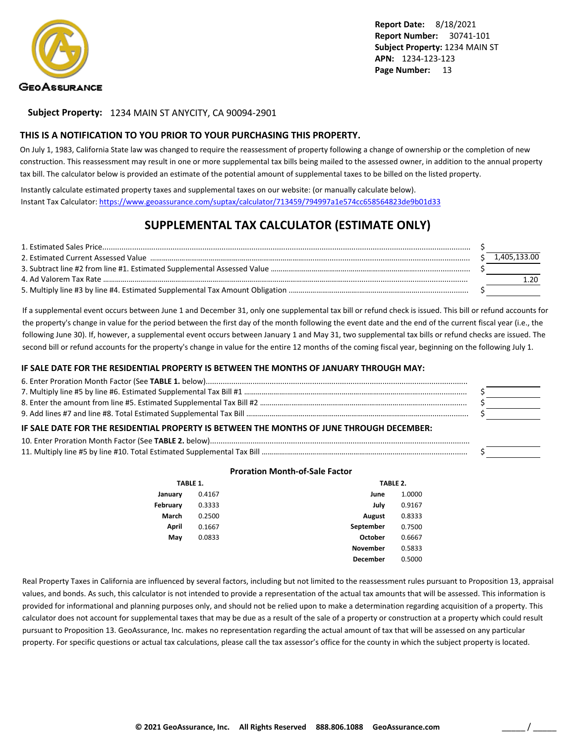**Report Date:** 8/18/2021
**Report Number:** 30741-101
**Subject Property:** 1234 MAIN ST
**APN:** 1234-123-123
**Page Number:** 13

**Subject Property:** 1234 MAIN ST ANYCITY, CA 90094-2901

## THIS IS A NOTIFICATION TO YOU PRIOR TO YOUR PURCHASING THIS PROPERTY.

On July 1, 1983, California State law was changed to require the reassessment of property following a change of ownership or the completion of new construction. This reassessment may result in one or more supplemental tax bills being mailed to the assessed owner, in addition to the annual property tax bill. The calculator below is provided an estimate of the potential amount of supplemental taxes to be billed on the listed property.

Instantly calculate estimated property taxes and supplemental taxes on our website: (or manually calculate below).
Instant Tax Calculator: https://www.geoassurance.com/suptax/calculator/713459/794997a1e574cc658564823de9b01d33

## SUPPLEMENTAL TAX CALCULATOR (ESTIMATE ONLY)

| | | |
|---|---|---|
| 1. Estimated Sales Price | $ | |
| 2. Estimated Current Assessed Value | $ | 1,405,133.00 |
| 3. Subtract line #2 from line #1. Estimated Supplemental Assessed Value | $ | |
| 4. Ad Valorem Tax Rate | | 1.20 |
| 5. Multiply line #3 by line #4. Estimated Supplemental Tax Amount Obligation | $ | |

If a supplemental event occurs between June 1 and December 31, only one supplemental tax bill or refund check is issued. This bill or refund accounts for the property's change in value for the period between the first day of the month following the event date and the end of the current fiscal year (i.e., the following June 30). If, however, a supplemental event occurs between January 1 and May 31, two supplemental tax bills or refund checks are issued. The second bill or refund accounts for the property's change in value for the entire 12 months of the coming fiscal year, beginning on the following July 1.

### IF SALE DATE FOR THE RESIDENTIAL PROPERTY IS BETWEEN THE MONTHS OF JANUARY THROUGH MAY:

| | | |
|---|---|---|
| 6. Enter Proration Month Factor (See **TABLE 1.** below) | | |
| 7. Multiply line #5 by line #6. Estimated Supplemental Tax Bill #1 | $ | |
| 8. Enter the amount from line #5. Estimated Supplemental Tax Bill #2 | $ | |
| 9. Add lines #7 and line #8. Total Estimated Supplemental Tax Bill | $ | |

### IF SALE DATE FOR THE RESIDENTIAL PROPERTY IS BETWEEN THE MONTHS OF JUNE THROUGH DECEMBER:

| | | |
|---|---|---|
| 10. Enter Proration Month Factor (See **TABLE 2.** below) | | |
| 11. Multiply line #5 by line #10. Total Estimated Supplemental Tax Bill | $ | |

### Proration Month-of-Sale Factor

**TABLE 1.**

| Month | Factor |
|---|---|
| January | 0.4167 |
| February | 0.3333 |
| March | 0.2500 |
| April | 0.1667 |
| May | 0.0833 |

**TABLE 2.**

| Month | Factor |
|---|---|
| June | 1.0000 |
| July | 0.9167 |
| August | 0.8333 |
| September | 0.7500 |
| October | 0.6667 |
| November | 0.5833 |
| December | 0.5000 |

Real Property Taxes in California are influenced by several factors, including but not limited to the reassessment rules pursuant to Proposition 13, appraisal values, and bonds. As such, this calculator is not intended to provide a representation of the actual tax amounts that will be assessed. This information is provided for informational and planning purposes only, and should not be relied upon to make a determination regarding acquisition of a property. This calculator does not account for supplemental taxes that may be due as a result of the sale of a property or construction at a property which could result pursuant to Proposition 13. GeoAssurance, Inc. makes no representation regarding the actual amount of tax that will be assessed on any particular property. For specific questions or actual tax calculations, please call the tax assessor's office for the county in which the subject property is located.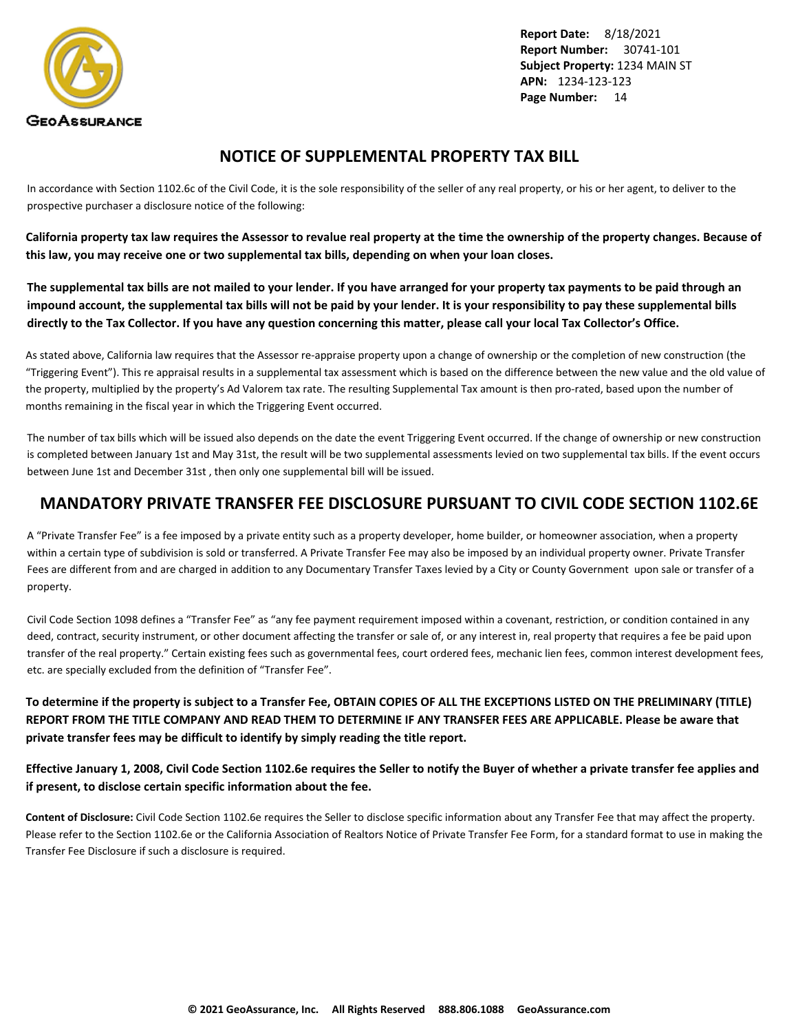# NOTICE OF SUPPLEMENTAL PROPERTY TAX BILL

In accordance with Section 1102.6c of the Civil Code, it is the sole responsibility of the seller of any real property, or his or her agent, to deliver to the prospective purchaser a disclosure notice of the following:

**California property tax law requires the Assessor to revalue real property at the time the ownership of the property changes. Because of this law, you may receive one or two supplemental tax bills, depending on when your loan closes.**

**The supplemental tax bills are not mailed to your lender. If you have arranged for your property tax payments to be paid through an impound account, the supplemental tax bills will not be paid by your lender. It is your responsibility to pay these supplemental bills directly to the Tax Collector. If you have any question concerning this matter, please call your local Tax Collector's Office.**

As stated above, California law requires that the Assessor re-appraise property upon a change of ownership or the completion of new construction (the "Triggering Event"). This re appraisal results in a supplemental tax assessment which is based on the difference between the new value and the old value of the property, multiplied by the property's Ad Valorem tax rate. The resulting Supplemental Tax amount is then pro-rated, based upon the number of months remaining in the fiscal year in which the Triggering Event occurred.

The number of tax bills which will be issued also depends on the date the event Triggering Event occurred. If the change of ownership or new construction is completed between January 1st and May 31st, the result will be two supplemental assessments levied on two supplemental tax bills. If the event occurs between June 1st and December 31st , then only one supplemental bill will be issued.

# MANDATORY PRIVATE TRANSFER FEE DISCLOSURE PURSUANT TO CIVIL CODE SECTION 1102.6E

A "Private Transfer Fee" is a fee imposed by a private entity such as a property developer, home builder, or homeowner association, when a property within a certain type of subdivision is sold or transferred. A Private Transfer Fee may also be imposed by an individual property owner. Private Transfer Fees are different from and are charged in addition to any Documentary Transfer Taxes levied by a City or County Government upon sale or transfer of a property.

Civil Code Section 1098 defines a "Transfer Fee" as "any fee payment requirement imposed within a covenant, restriction, or condition contained in any deed, contract, security instrument, or other document affecting the transfer or sale of, or any interest in, real property that requires a fee be paid upon transfer of the real property." Certain existing fees such as governmental fees, court ordered fees, mechanic lien fees, common interest development fees, etc. are specially excluded from the definition of "Transfer Fee".

**To determine if the property is subject to a Transfer Fee, OBTAIN COPIES OF ALL THE EXCEPTIONS LISTED ON THE PRELIMINARY (TITLE) REPORT FROM THE TITLE COMPANY AND READ THEM TO DETERMINE IF ANY TRANSFER FEES ARE APPLICABLE. Please be aware that private transfer fees may be difficult to identify by simply reading the title report.**

**Effective January 1, 2008, Civil Code Section 1102.6e requires the Seller to notify the Buyer of whether a private transfer fee applies and if present, to disclose certain specific information about the fee.**

**Content of Disclosure:** Civil Code Section 1102.6e requires the Seller to disclose specific information about any Transfer Fee that may affect the property. Please refer to the Section 1102.6e or the California Association of Realtors Notice of Private Transfer Fee Form, for a standard format to use in making the Transfer Fee Disclosure if such a disclosure is required.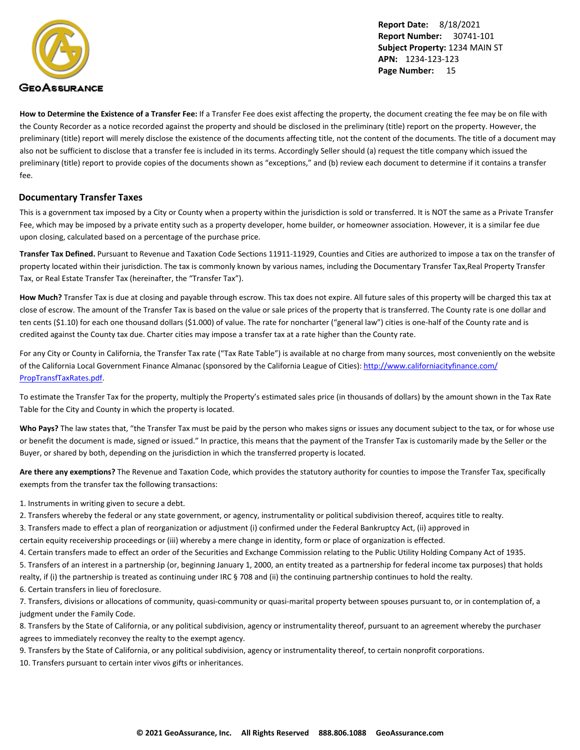**How to Determine the Existence of a Transfer Fee:** If a Transfer Fee does exist affecting the property, the document creating the fee may be on file with the County Recorder as a notice recorded against the property and should be disclosed in the preliminary (title) report on the property. However, the preliminary (title) report will merely disclose the existence of the documents affecting title, not the content of the documents. The title of a document may also not be sufficient to disclose that a transfer fee is included in its terms. Accordingly Seller should (a) request the title company which issued the preliminary (title) report to provide copies of the documents shown as "exceptions," and (b) review each document to determine if it contains a transfer fee.

## Documentary Transfer Taxes

This is a government tax imposed by a City or County when a property within the jurisdiction is sold or transferred. It is NOT the same as a Private Transfer Fee, which may be imposed by a private entity such as a property developer, home builder, or homeowner association. However, it is a similar fee due upon closing, calculated based on a percentage of the purchase price.

**Transfer Tax Defined.** Pursuant to Revenue and Taxation Code Sections 11911-11929, Counties and Cities are authorized to impose a tax on the transfer of property located within their jurisdiction. The tax is commonly known by various names, including the Documentary Transfer Tax,Real Property Transfer Tax, or Real Estate Transfer Tax (hereinafter, the "Transfer Tax").

**How Much?** Transfer Tax is due at closing and payable through escrow. This tax does not expire. All future sales of this property will be charged this tax at close of escrow. The amount of the Transfer Tax is based on the value or sale prices of the property that is transferred. The County rate is one dollar and ten cents ($1.10) for each one thousand dollars ($1.000) of value. The rate for noncharter ("general law") cities is one-half of the County rate and is credited against the County tax due. Charter cities may impose a transfer tax at a rate higher than the County rate.

For any City or County in California, the Transfer Tax rate ("Tax Rate Table") is available at no charge from many sources, most conveniently on the website of the California Local Government Finance Almanac (sponsored by the California League of Cities): http://www.californiacityfinance.com/PropTransfTaxRates.pdf.

To estimate the Transfer Tax for the property, multiply the Property's estimated sales price (in thousands of dollars) by the amount shown in the Tax Rate Table for the City and County in which the property is located.

**Who Pays?** The law states that, "the Transfer Tax must be paid by the person who makes signs or issues any document subject to the tax, or for whose use or benefit the document is made, signed or issued." In practice, this means that the payment of the Transfer Tax is customarily made by the Seller or the Buyer, or shared by both, depending on the jurisdiction in which the transferred property is located.

**Are there any exemptions?** The Revenue and Taxation Code, which provides the statutory authority for counties to impose the Transfer Tax, specifically exempts from the transfer tax the following transactions:

1. Instruments in writing given to secure a debt.
2. Transfers whereby the federal or any state government, or agency, instrumentality or political subdivision thereof, acquires title to realty.
3. Transfers made to effect a plan of reorganization or adjustment (i) confirmed under the Federal Bankruptcy Act, (ii) approved in certain equity receivership proceedings or (iii) whereby a mere change in identity, form or place of organization is effected.
4. Certain transfers made to effect an order of the Securities and Exchange Commission relating to the Public Utility Holding Company Act of 1935.
5. Transfers of an interest in a partnership (or, beginning January 1, 2000, an entity treated as a partnership for federal income tax purposes) that holds realty, if (i) the partnership is treated as continuing under IRC § 708 and (ii) the continuing partnership continues to hold the realty.
6. Certain transfers in lieu of foreclosure.
7. Transfers, divisions or allocations of community, quasi-community or quasi-marital property between spouses pursuant to, or in contemplation of, a judgment under the Family Code.
8. Transfers by the State of California, or any political subdivision, agency or instrumentality thereof, pursuant to an agreement whereby the purchaser agrees to immediately reconvey the realty to the exempt agency.
9. Transfers by the State of California, or any political subdivision, agency or instrumentality thereof, to certain nonprofit corporations.
10. Transfers pursuant to certain inter vivos gifts or inheritances.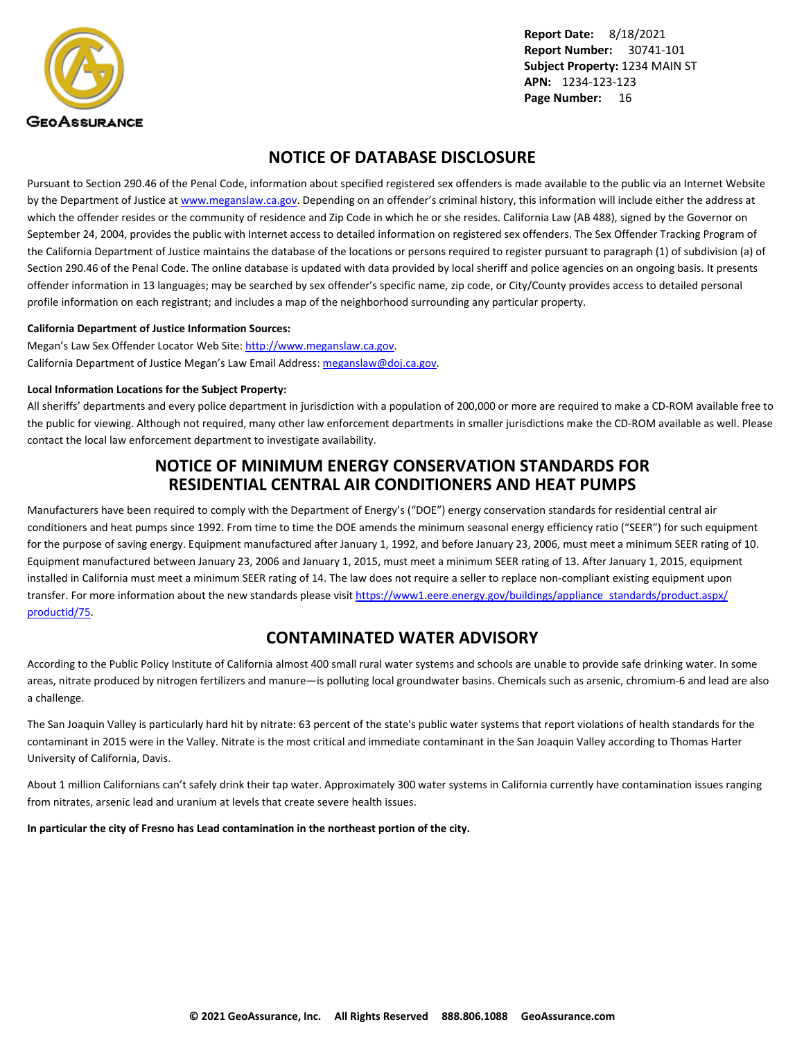## NOTICE OF DATABASE DISCLOSURE

Pursuant to Section 290.46 of the Penal Code, information about specified registered sex offenders is made available to the public via an Internet Website by the Department of Justice at www.meganslaw.ca.gov. Depending on an offender's criminal history, this information will include either the address at which the offender resides or the community of residence and Zip Code in which he or she resides. California Law (AB 488), signed by the Governor on September 24, 2004, provides the public with Internet access to detailed information on registered sex offenders. The Sex Offender Tracking Program of the California Department of Justice maintains the database of the locations or persons required to register pursuant to paragraph (1) of subdivision (a) of Section 290.46 of the Penal Code. The online database is updated with data provided by local sheriff and police agencies on an ongoing basis. It presents offender information in 13 languages; may be searched by sex offender's specific name, zip code, or City/County provides access to detailed personal profile information on each registrant; and includes a map of the neighborhood surrounding any particular property.

**California Department of Justice Information Sources:**

Megan's Law Sex Offender Locator Web Site: http://www.meganslaw.ca.gov.
California Department of Justice Megan's Law Email Address: meganslaw@doj.ca.gov.

**Local Information Locations for the Subject Property:**

All sheriffs' departments and every police department in jurisdiction with a population of 200,000 or more are required to make a CD-ROM available free to the public for viewing. Although not required, many other law enforcement departments in smaller jurisdictions make the CD-ROM available as well. Please contact the local law enforcement department to investigate availability.

## NOTICE OF MINIMUM ENERGY CONSERVATION STANDARDS FOR RESIDENTIAL CENTRAL AIR CONDITIONERS AND HEAT PUMPS

Manufacturers have been required to comply with the Department of Energy's ("DOE") energy conservation standards for residential central air conditioners and heat pumps since 1992. From time to time the DOE amends the minimum seasonal energy efficiency ratio ("SEER") for such equipment for the purpose of saving energy. Equipment manufactured after January 1, 1992, and before January 23, 2006, must meet a minimum SEER rating of 10. Equipment manufactured between January 23, 2006 and January 1, 2015, must meet a minimum SEER rating of 13. After January 1, 2015, equipment installed in California must meet a minimum SEER rating of 14. The law does not require a seller to replace non-compliant existing equipment upon transfer. For more information about the new standards please visit https://www1.eere.energy.gov/buildings/appliance_standards/product.aspx/productid/75.

## CONTAMINATED WATER ADVISORY

According to the Public Policy Institute of California almost 400 small rural water systems and schools are unable to provide safe drinking water. In some areas, nitrate produced by nitrogen fertilizers and manure—is polluting local groundwater basins. Chemicals such as arsenic, chromium-6 and lead are also a challenge.

The San Joaquin Valley is particularly hard hit by nitrate: 63 percent of the state's public water systems that report violations of health standards for the contaminant in 2015 were in the Valley. Nitrate is the most critical and immediate contaminant in the San Joaquin Valley according to Thomas Harter University of California, Davis.

About 1 million Californians can't safely drink their tap water. Approximately 300 water systems in California currently have contamination issues ranging from nitrates, arsenic lead and uranium at levels that create severe health issues.

**In particular the city of Fresno has Lead contamination in the northeast portion of the city.**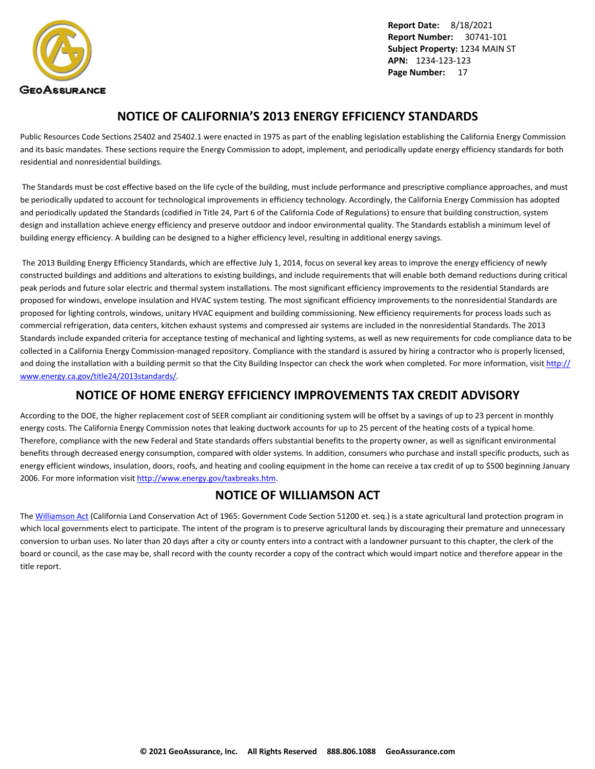## NOTICE OF CALIFORNIA'S 2013 ENERGY EFFICIENCY STANDARDS

Public Resources Code Sections 25402 and 25402.1 were enacted in 1975 as part of the enabling legislation establishing the California Energy Commission and its basic mandates. These sections require the Energy Commission to adopt, implement, and periodically update energy efficiency standards for both residential and nonresidential buildings.

The Standards must be cost effective based on the life cycle of the building, must include performance and prescriptive compliance approaches, and must be periodically updated to account for technological improvements in efficiency technology. Accordingly, the California Energy Commission has adopted and periodically updated the Standards (codified in Title 24, Part 6 of the California Code of Regulations) to ensure that building construction, system design and installation achieve energy efficiency and preserve outdoor and indoor environmental quality. The Standards establish a minimum level of building energy efficiency. A building can be designed to a higher efficiency level, resulting in additional energy savings.

The 2013 Building Energy Efficiency Standards, which are effective July 1, 2014, focus on several key areas to improve the energy efficiency of newly constructed buildings and additions and alterations to existing buildings, and include requirements that will enable both demand reductions during critical peak periods and future solar electric and thermal system installations. The most significant efficiency improvements to the residential Standards are proposed for windows, envelope insulation and HVAC system testing. The most significant efficiency improvements to the nonresidential Standards are proposed for lighting controls, windows, unitary HVAC equipment and building commissioning. New efficiency requirements for process loads such as commercial refrigeration, data centers, kitchen exhaust systems and compressed air systems are included in the nonresidential Standards. The 2013 Standards include expanded criteria for acceptance testing of mechanical and lighting systems, as well as new requirements for code compliance data to be collected in a California Energy Commission-managed repository. Compliance with the standard is assured by hiring a contractor who is properly licensed, and doing the installation with a building permit so that the City Building Inspector can check the work when completed. For more information, visit http://www.energy.ca.gov/title24/2013standards/.

## NOTICE OF HOME ENERGY EFFICIENCY IMPROVEMENTS TAX CREDIT ADVISORY

According to the DOE, the higher replacement cost of SEER compliant air conditioning system will be offset by a savings of up to 23 percent in monthly energy costs. The California Energy Commission notes that leaking ductwork accounts for up to 25 percent of the heating costs of a typical home. Therefore, compliance with the new Federal and State standards offers substantial benefits to the property owner, as well as significant environmental benefits through decreased energy consumption, compared with older systems. In addition, consumers who purchase and install specific products, such as energy efficient windows, insulation, doors, roofs, and heating and cooling equipment in the home can receive a tax credit of up to $500 beginning January 2006. For more information visit http://www.energy.gov/taxbreaks.htm.

## NOTICE OF WILLIAMSON ACT

The Williamson Act (California Land Conservation Act of 1965: Government Code Section 51200 et. seq.) is a state agricultural land protection program in which local governments elect to participate. The intent of the program is to preserve agricultural lands by discouraging their premature and unnecessary conversion to urban uses. No later than 20 days after a city or county enters into a contract with a landowner pursuant to this chapter, the clerk of the board or council, as the case may be, shall record with the county recorder a copy of the contract which would impart notice and therefore appear in the title report.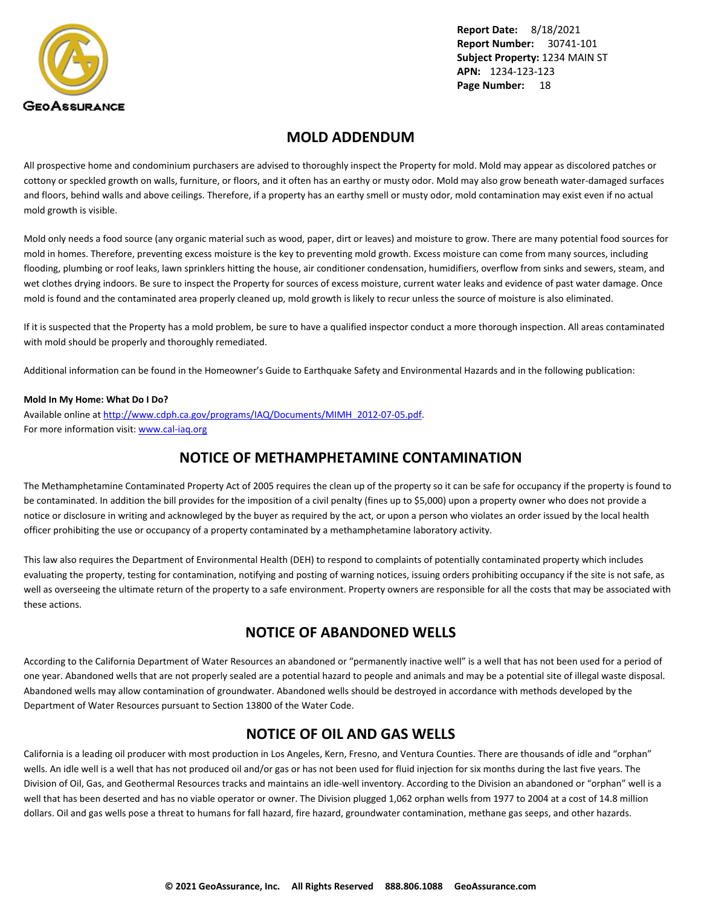## MOLD ADDENDUM

All prospective home and condominium purchasers are advised to thoroughly inspect the Property for mold. Mold may appear as discolored patches or cottony or speckled growth on walls, furniture, or floors, and it often has an earthy or musty odor. Mold may also grow beneath water-damaged surfaces and floors, behind walls and above ceilings. Therefore, if a property has an earthy smell or musty odor, mold contamination may exist even if no actual mold growth is visible.

Mold only needs a food source (any organic material such as wood, paper, dirt or leaves) and moisture to grow. There are many potential food sources for mold in homes. Therefore, preventing excess moisture is the key to preventing mold growth. Excess moisture can come from many sources, including flooding, plumbing or roof leaks, lawn sprinklers hitting the house, air conditioner condensation, humidifiers, overflow from sinks and sewers, steam, and wet clothes drying indoors. Be sure to inspect the Property for sources of excess moisture, current water leaks and evidence of past water damage. Once mold is found and the contaminated area properly cleaned up, mold growth is likely to recur unless the source of moisture is also eliminated.

If it is suspected that the Property has a mold problem, be sure to have a qualified inspector conduct a more thorough inspection. All areas contaminated with mold should be properly and thoroughly remediated.

Additional information can be found in the Homeowner's Guide to Earthquake Safety and Environmental Hazards and in the following publication:

**Mold In My Home: What Do I Do?**
Available online at http://www.cdph.ca.gov/programs/IAQ/Documents/MIMH_2012-07-05.pdf.
For more information visit: www.cal-iaq.org

## NOTICE OF METHAMPHETAMINE CONTAMINATION

The Methamphetamine Contaminated Property Act of 2005 requires the clean up of the property so it can be safe for occupancy if the property is found to be contaminated. In addition the bill provides for the imposition of a civil penalty (fines up to $5,000) upon a property owner who does not provide a notice or disclosure in writing and acknowleged by the buyer as required by the act, or upon a person who violates an order issued by the local health officer prohibiting the use or occupancy of a property contaminated by a methamphetamine laboratory activity.

This law also requires the Department of Environmental Health (DEH) to respond to complaints of potentially contaminated property which includes evaluating the property, testing for contamination, notifying and posting of warning notices, issuing orders prohibiting occupancy if the site is not safe, as well as overseeing the ultimate return of the property to a safe environment. Property owners are responsible for all the costs that may be associated with these actions.

## NOTICE OF ABANDONED WELLS

According to the California Department of Water Resources an abandoned or "permanently inactive well" is a well that has not been used for a period of one year. Abandoned wells that are not properly sealed are a potential hazard to people and animals and may be a potential site of illegal waste disposal. Abandoned wells may allow contamination of groundwater. Abandoned wells should be destroyed in accordance with methods developed by the Department of Water Resources pursuant to Section 13800 of the Water Code.

## NOTICE OF OIL AND GAS WELLS

California is a leading oil producer with most production in Los Angeles, Kern, Fresno, and Ventura Counties. There are thousands of idle and "orphan" wells. An idle well is a well that has not produced oil and/or gas or has not been used for fluid injection for six months during the last five years. The Division of Oil, Gas, and Geothermal Resources tracks and maintains an idle-well inventory. According to the Division an abandoned or "orphan" well is a well that has been deserted and has no viable operator or owner. The Division plugged 1,062 orphan wells from 1977 to 2004 at a cost of 14.8 million dollars. Oil and gas wells pose a threat to humans for fall hazard, fire hazard, groundwater contamination, methane gas seeps, and other hazards.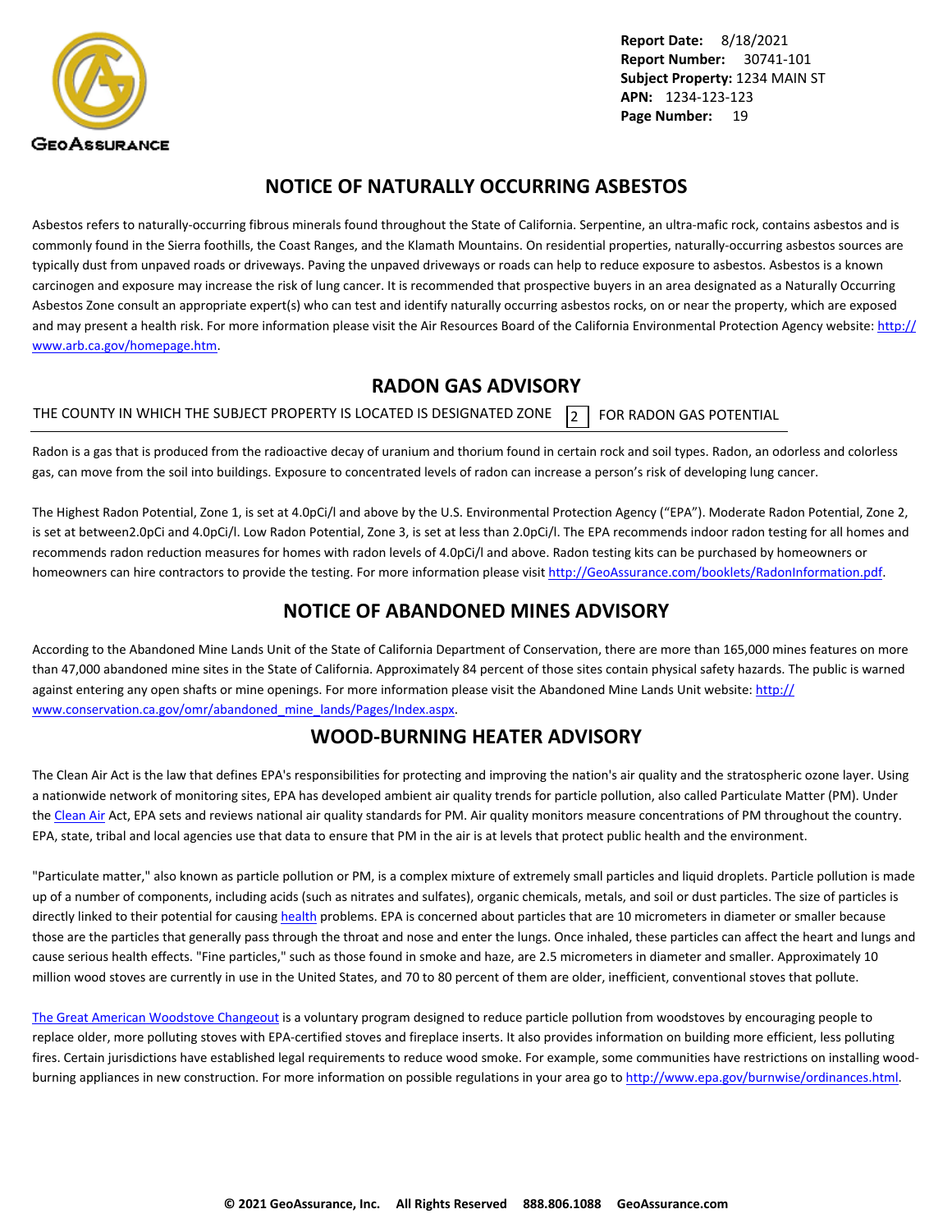## NOTICE OF NATURALLY OCCURRING ASBESTOS

Asbestos refers to naturally-occurring fibrous minerals found throughout the State of California. Serpentine, an ultra-mafic rock, contains asbestos and is commonly found in the Sierra foothills, the Coast Ranges, and the Klamath Mountains. On residential properties, naturally-occurring asbestos sources are typically dust from unpaved roads or driveways. Paving the unpaved driveways or roads can help to reduce exposure to asbestos. Asbestos is a known carcinogen and exposure may increase the risk of lung cancer. It is recommended that prospective buyers in an area designated as a Naturally Occurring Asbestos Zone consult an appropriate expert(s) who can test and identify naturally occurring asbestos rocks, on or near the property, which are exposed and may present a health risk. For more information please visit the Air Resources Board of the California Environmental Protection Agency website: http://www.arb.ca.gov/homepage.htm.

## RADON GAS ADVISORY

THE COUNTY IN WHICH THE SUBJECT PROPERTY IS LOCATED IS DESIGNATED ZONE 2 FOR RADON GAS POTENTIAL

Radon is a gas that is produced from the radioactive decay of uranium and thorium found in certain rock and soil types. Radon, an odorless and colorless gas, can move from the soil into buildings. Exposure to concentrated levels of radon can increase a person's risk of developing lung cancer.

The Highest Radon Potential, Zone 1, is set at 4.0pCi/l and above by the U.S. Environmental Protection Agency ("EPA"). Moderate Radon Potential, Zone 2, is set at between2.0pCi and 4.0pCi/l. Low Radon Potential, Zone 3, is set at less than 2.0pCi/l. The EPA recommends indoor radon testing for all homes and recommends radon reduction measures for homes with radon levels of 4.0pCi/l and above. Radon testing kits can be purchased by homeowners or homeowners can hire contractors to provide the testing. For more information please visit http://GeoAssurance.com/booklets/RadonInformation.pdf.

## NOTICE OF ABANDONED MINES ADVISORY

According to the Abandoned Mine Lands Unit of the State of California Department of Conservation, there are more than 165,000 mines features on more than 47,000 abandoned mine sites in the State of California. Approximately 84 percent of those sites contain physical safety hazards. The public is warned against entering any open shafts or mine openings. For more information please visit the Abandoned Mine Lands Unit website: http://www.conservation.ca.gov/omr/abandoned_mine_lands/Pages/Index.aspx.

## WOOD-BURNING HEATER ADVISORY

The Clean Air Act is the law that defines EPA's responsibilities for protecting and improving the nation's air quality and the stratospheric ozone layer. Using a nationwide network of monitoring sites, EPA has developed ambient air quality trends for particle pollution, also called Particulate Matter (PM). Under the Clean Air Act, EPA sets and reviews national air quality standards for PM. Air quality monitors measure concentrations of PM throughout the country. EPA, state, tribal and local agencies use that data to ensure that PM in the air is at levels that protect public health and the environment.

"Particulate matter," also known as particle pollution or PM, is a complex mixture of extremely small particles and liquid droplets. Particle pollution is made up of a number of components, including acids (such as nitrates and sulfates), organic chemicals, metals, and soil or dust particles. The size of particles is directly linked to their potential for causing health problems. EPA is concerned about particles that are 10 micrometers in diameter or smaller because those are the particles that generally pass through the throat and nose and enter the lungs. Once inhaled, these particles can affect the heart and lungs and cause serious health effects. "Fine particles," such as those found in smoke and haze, are 2.5 micrometers in diameter and smaller. Approximately 10 million wood stoves are currently in use in the United States, and 70 to 80 percent of them are older, inefficient, conventional stoves that pollute.

The Great American Woodstove Changeout is a voluntary program designed to reduce particle pollution from woodstoves by encouraging people to replace older, more polluting stoves with EPA-certified stoves and fireplace inserts. It also provides information on building more efficient, less polluting fires. Certain jurisdictions have established legal requirements to reduce wood smoke. For example, some communities have restrictions on installing wood-burning appliances in new construction. For more information on possible regulations in your area go to http://www.epa.gov/burnwise/ordinances.html.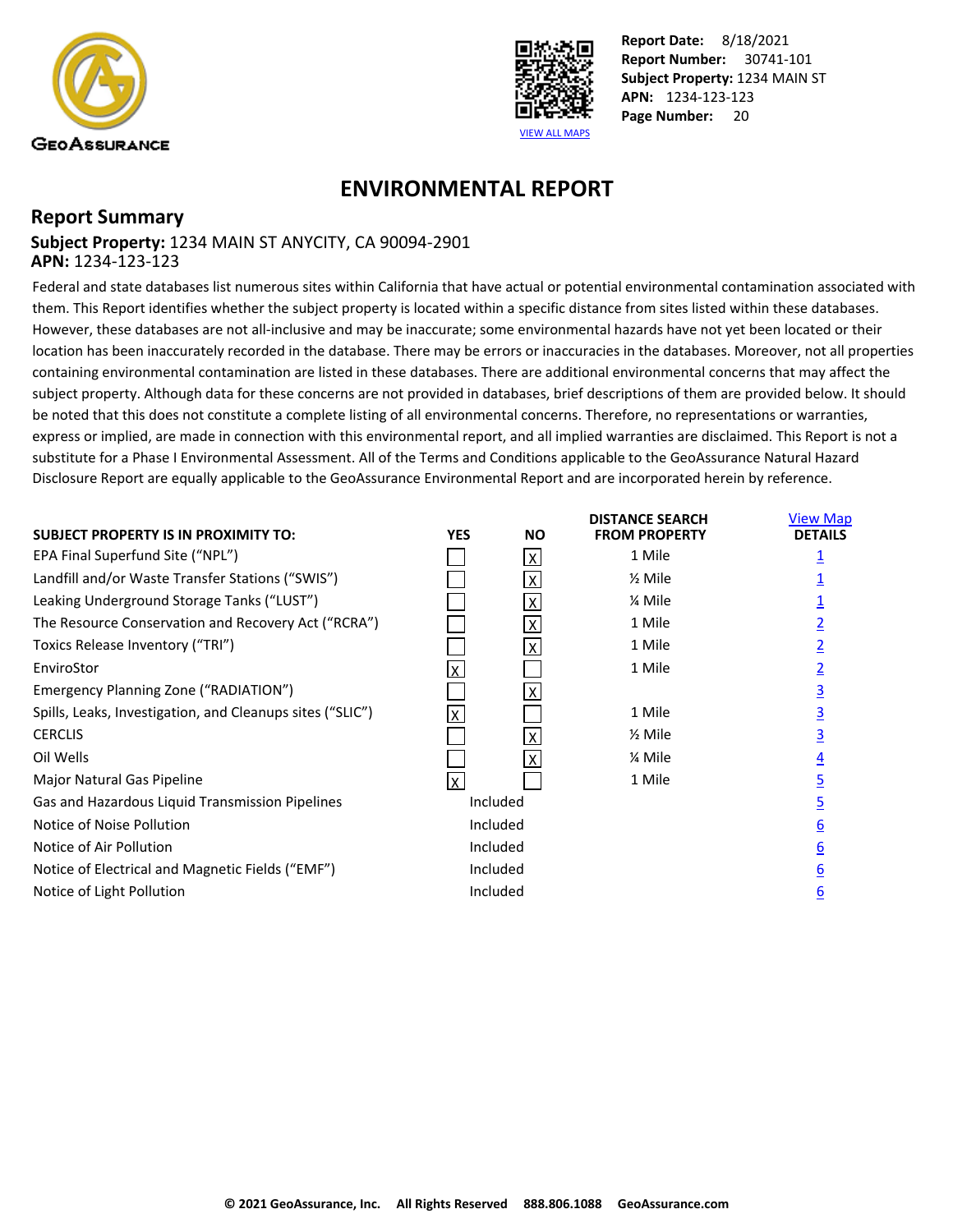GeoAssurance

VIEW ALL MAPS

**Report Date:** 8/18/2021
**Report Number:** 30741-101
**Subject Property:** 1234 MAIN ST
**APN:** 1234-123-123
**Page Number:** 20

# ENVIRONMENTAL REPORT

## Report Summary

**Subject Property:** 1234 MAIN ST ANYCITY, CA 90094-2901
**APN:** 1234-123-123

Federal and state databases list numerous sites within California that have actual or potential environmental contamination associated with them. This Report identifies whether the subject property is located within a specific distance from sites listed within these databases. However, these databases are not all-inclusive and may be inaccurate; some environmental hazards have not yet been located or their location has been inaccurately recorded in the database. There may be errors or inaccuracies in the databases. Moreover, not all properties containing environmental contamination are listed in these databases. There are additional environmental concerns that may affect the subject property. Although data for these concerns are not provided in databases, brief descriptions of them are provided below. It should be noted that this does not constitute a complete listing of all environmental concerns. Therefore, no representations or warranties, express or implied, are made in connection with this environmental report, and all implied warranties are disclaimed. This Report is not a substitute for a Phase I Environmental Assessment. All of the Terms and Conditions applicable to the GeoAssurance Natural Hazard Disclosure Report are equally applicable to the GeoAssurance Environmental Report and are incorporated herein by reference.

| SUBJECT PROPERTY IS IN PROXIMITY TO: | YES | NO | DISTANCE SEARCH FROM PROPERTY | View Map DETAILS |
|---|---|---|---|---|
| EPA Final Superfund Site ("NPL") | ☐ | ☒ | 1 Mile | 1 |
| Landfill and/or Waste Transfer Stations ("SWIS") | ☐ | ☒ | ½ Mile | 1 |
| Leaking Underground Storage Tanks ("LUST") | ☐ | ☒ | ¼ Mile | 1 |
| The Resource Conservation and Recovery Act ("RCRA") | ☐ | ☒ | 1 Mile | 2 |
| Toxics Release Inventory ("TRI") | ☐ | ☒ | 1 Mile | 2 |
| EnviroStor | ☒ | ☐ | 1 Mile | 2 |
| Emergency Planning Zone ("RADIATION") | ☐ | ☒ | | 3 |
| Spills, Leaks, Investigation, and Cleanups sites ("SLIC") | ☒ | ☐ | 1 Mile | 3 |
| CERCLIS | ☐ | ☒ | ½ Mile | 3 |
| Oil Wells | ☐ | ☒ | ¼ Mile | 4 |
| Major Natural Gas Pipeline | ☒ | ☐ | 1 Mile | 5 |
| Gas and Hazardous Liquid Transmission Pipelines | Included | | | 5 |
| Notice of Noise Pollution | Included | | | 6 |
| Notice of Air Pollution | Included | | | 6 |
| Notice of Electrical and Magnetic Fields ("EMF") | Included | | | 6 |
| Notice of Light Pollution | Included | | | 6 |

**© 2021 GeoAssurance, Inc. All Rights Reserved 888.806.1088 GeoAssurance.com**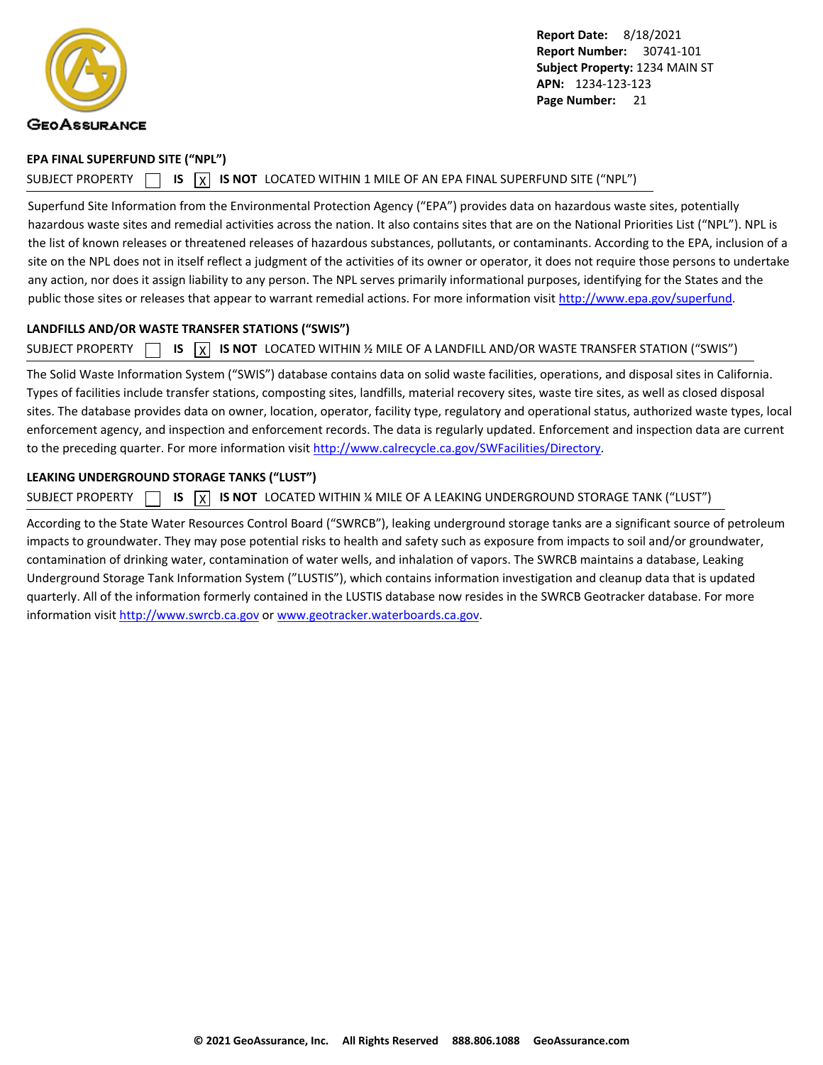Report Date: 8/18/2021
Report Number: 30741-101
Subject Property: 1234 MAIN ST
APN: 1234-123-123
Page Number: 21

### EPA FINAL SUPERFUND SITE ("NPL")

SUBJECT PROPERTY ☐ IS ☒ IS NOT LOCATED WITHIN 1 MILE OF AN EPA FINAL SUPERFUND SITE ("NPL")

Superfund Site Information from the Environmental Protection Agency ("EPA") provides data on hazardous waste sites, potentially hazardous waste sites and remedial activities across the nation. It also contains sites that are on the National Priorities List ("NPL"). NPL is the list of known releases or threatened releases of hazardous substances, pollutants, or contaminants. According to the EPA, inclusion of a site on the NPL does not in itself reflect a judgment of the activities of its owner or operator, it does not require those persons to undertake any action, nor does it assign liability to any person. The NPL serves primarily informational purposes, identifying for the States and the public those sites or releases that appear to warrant remedial actions. For more information visit http://www.epa.gov/superfund.

### LANDFILLS AND/OR WASTE TRANSFER STATIONS ("SWIS")

SUBJECT PROPERTY ☐ IS ☒ IS NOT LOCATED WITHIN ½ MILE OF A LANDFILL AND/OR WASTE TRANSFER STATION ("SWIS")

The Solid Waste Information System ("SWIS") database contains data on solid waste facilities, operations, and disposal sites in California. Types of facilities include transfer stations, composting sites, landfills, material recovery sites, waste tire sites, as well as closed disposal sites. The database provides data on owner, location, operator, facility type, regulatory and operational status, authorized waste types, local enforcement agency, and inspection and enforcement records. The data is regularly updated. Enforcement and inspection data are current to the preceding quarter. For more information visit http://www.calrecycle.ca.gov/SWFacilities/Directory.

### LEAKING UNDERGROUND STORAGE TANKS ("LUST")

SUBJECT PROPERTY ☐ IS ☒ IS NOT LOCATED WITHIN ¼ MILE OF A LEAKING UNDERGROUND STORAGE TANK ("LUST")

According to the State Water Resources Control Board ("SWRCB"), leaking underground storage tanks are a significant source of petroleum impacts to groundwater. They may pose potential risks to health and safety such as exposure from impacts to soil and/or groundwater, contamination of drinking water, contamination of water wells, and inhalation of vapors. The SWRCB maintains a database, Leaking Underground Storage Tank Information System ("LUSTIS"), which contains information investigation and cleanup data that is updated quarterly. All of the information formerly contained in the LUSTIS database now resides in the SWRCB Geotracker database. For more information visit http://www.swrcb.ca.gov or www.geotracker.waterboards.ca.gov.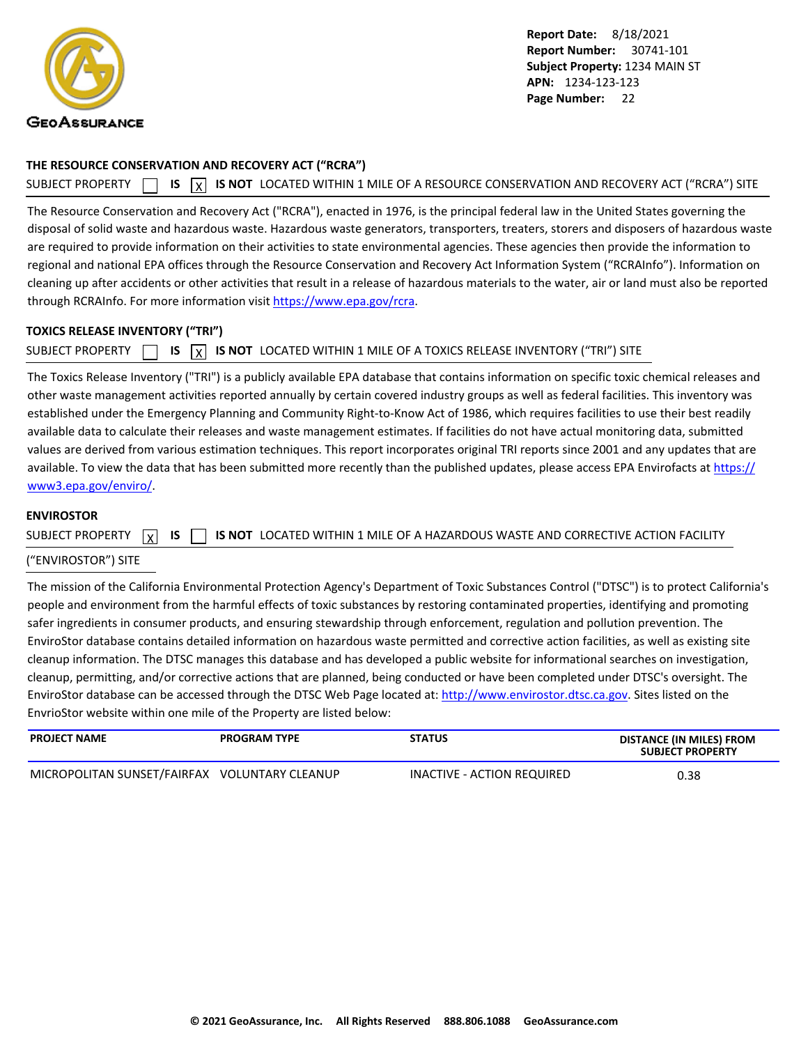## THE RESOURCE CONSERVATION AND RECOVERY ACT ("RCRA")

SUBJECT PROPERTY ☐ **IS** ☒ **IS NOT** LOCATED WITHIN 1 MILE OF A RESOURCE CONSERVATION AND RECOVERY ACT ("RCRA") SITE

The Resource Conservation and Recovery Act ("RCRA"), enacted in 1976, is the principal federal law in the United States governing the disposal of solid waste and hazardous waste. Hazardous waste generators, transporters, treaters, storers and disposers of hazardous waste are required to provide information on their activities to state environmental agencies. These agencies then provide the information to regional and national EPA offices through the Resource Conservation and Recovery Act Information System ("RCRAInfo"). Information on cleaning up after accidents or other activities that result in a release of hazardous materials to the water, air or land must also be reported through RCRAInfo. For more information visit https://www.epa.gov/rcra.

## TOXICS RELEASE INVENTORY ("TRI")

SUBJECT PROPERTY ☐ **IS** ☒ **IS NOT** LOCATED WITHIN 1 MILE OF A TOXICS RELEASE INVENTORY ("TRI") SITE

The Toxics Release Inventory ("TRI") is a publicly available EPA database that contains information on specific toxic chemical releases and other waste management activities reported annually by certain covered industry groups as well as federal facilities. This inventory was established under the Emergency Planning and Community Right-to-Know Act of 1986, which requires facilities to use their best readily available data to calculate their releases and waste management estimates. If facilities do not have actual monitoring data, submitted values are derived from various estimation techniques. This report incorporates original TRI reports since 2001 and any updates that are available. To view the data that has been submitted more recently than the published updates, please access EPA Envirofacts at https://www3.epa.gov/enviro/.

## ENVIROSTOR

SUBJECT PROPERTY ☒ **IS** ☐ **IS NOT** LOCATED WITHIN 1 MILE OF A HAZARDOUS WASTE AND CORRECTIVE ACTION FACILITY ("ENVIROSTOR") SITE

The mission of the California Environmental Protection Agency's Department of Toxic Substances Control ("DTSC") is to protect California's people and environment from the harmful effects of toxic substances by restoring contaminated properties, identifying and promoting safer ingredients in consumer products, and ensuring stewardship through enforcement, regulation and pollution prevention. The EnviroStor database contains detailed information on hazardous waste permitted and corrective action facilities, as well as existing site cleanup information. The DTSC manages this database and has developed a public website for informational searches on investigation, cleanup, permitting, and/or corrective actions that are planned, being conducted or have been completed under DTSC's oversight. The EnviroStor database can be accessed through the DTSC Web Page located at: http://www.envirostor.dtsc.ca.gov. Sites listed on the EnvrioStor website within one mile of the Property are listed below:

| PROJECT NAME | PROGRAM TYPE | STATUS | DISTANCE (IN MILES) FROM SUBJECT PROPERTY |
|---|---|---|---|
| MICROPOLITAN SUNSET/FAIRFAX | VOLUNTARY CLEANUP | INACTIVE - ACTION REQUIRED | 0.38 |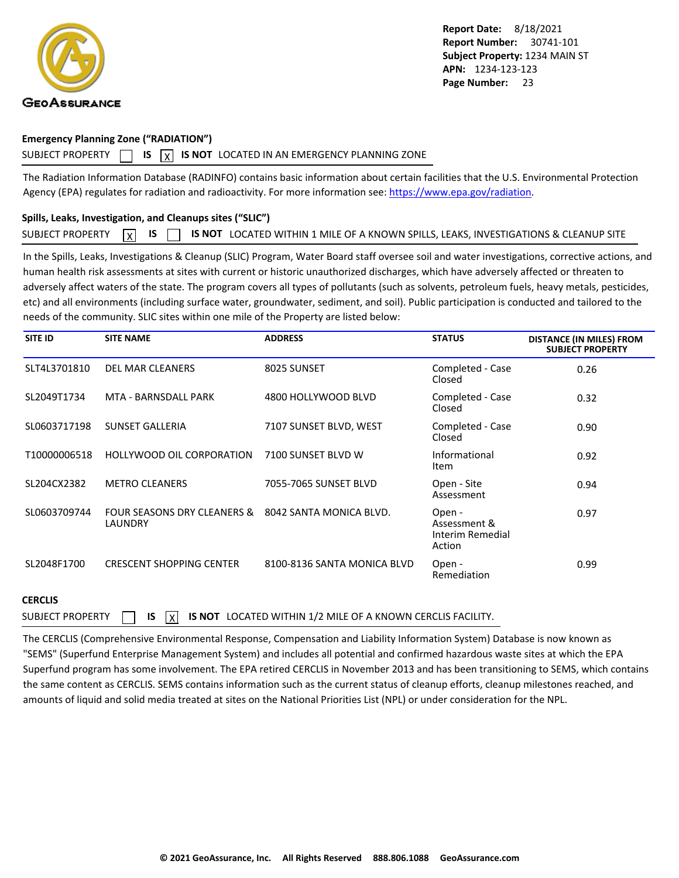**Emergency Planning Zone ("RADIATION")**

SUBJECT PROPERTY ☐ **IS** ☒ **IS NOT** LOCATED IN AN EMERGENCY PLANNING ZONE

The Radiation Information Database (RADINFO) contains basic information about certain facilities that the U.S. Environmental Protection Agency (EPA) regulates for radiation and radioactivity. For more information see: https://www.epa.gov/radiation.

**Spills, Leaks, Investigation, and Cleanups sites ("SLIC")**

SUBJECT PROPERTY ☒ **IS** ☐ **IS NOT** LOCATED WITHIN 1 MILE OF A KNOWN SPILLS, LEAKS, INVESTIGATIONS & CLEANUP SITE

In the Spills, Leaks, Investigations & Cleanup (SLIC) Program, Water Board staff oversee soil and water investigations, corrective actions, and human health risk assessments at sites with current or historic unauthorized discharges, which have adversely affected or threaten to adversely affect waters of the state. The program covers all types of pollutants (such as solvents, petroleum fuels, heavy metals, pesticides, etc) and all environments (including surface water, groundwater, sediment, and soil). Public participation is conducted and tailored to the needs of the community. SLIC sites within one mile of the Property are listed below:

| SITE ID | SITE NAME | ADDRESS | STATUS | DISTANCE (IN MILES) FROM SUBJECT PROPERTY |
|---|---|---|---|---|
| SLT4L3701810 | DEL MAR CLEANERS | 8025 SUNSET | Completed - Case Closed | 0.26 |
| SL2049T1734 | MTA - BARNSDALL PARK | 4800 HOLLYWOOD BLVD | Completed - Case Closed | 0.32 |
| SL0603717198 | SUNSET GALLERIA | 7107 SUNSET BLVD, WEST | Completed - Case Closed | 0.90 |
| T10000006518 | HOLLYWOOD OIL CORPORATION | 7100 SUNSET BLVD W | Informational Item | 0.92 |
| SL204CX2382 | METRO CLEANERS | 7055-7065 SUNSET BLVD | Open - Site Assessment | 0.94 |
| SL0603709744 | FOUR SEASONS DRY CLEANERS & LAUNDRY | 8042 SANTA MONICA BLVD. | Open - Assessment & Interim Remedial Action | 0.97 |
| SL2048F1700 | CRESCENT SHOPPING CENTER | 8100-8136 SANTA MONICA BLVD | Open - Remediation | 0.99 |

**CERCLIS**

SUBJECT PROPERTY ☐ **IS** ☒ **IS NOT** LOCATED WITHIN 1/2 MILE OF A KNOWN CERCLIS FACILITY.

The CERCLIS (Comprehensive Environmental Response, Compensation and Liability Information System) Database is now known as "SEMS" (Superfund Enterprise Management System) and includes all potential and confirmed hazardous waste sites at which the EPA Superfund program has some involvement. The EPA retired CERCLIS in November 2013 and has been transitioning to SEMS, which contains the same content as CERCLIS. SEMS contains information such as the current status of cleanup efforts, cleanup milestones reached, and amounts of liquid and solid media treated at sites on the National Priorities List (NPL) or under consideration for the NPL.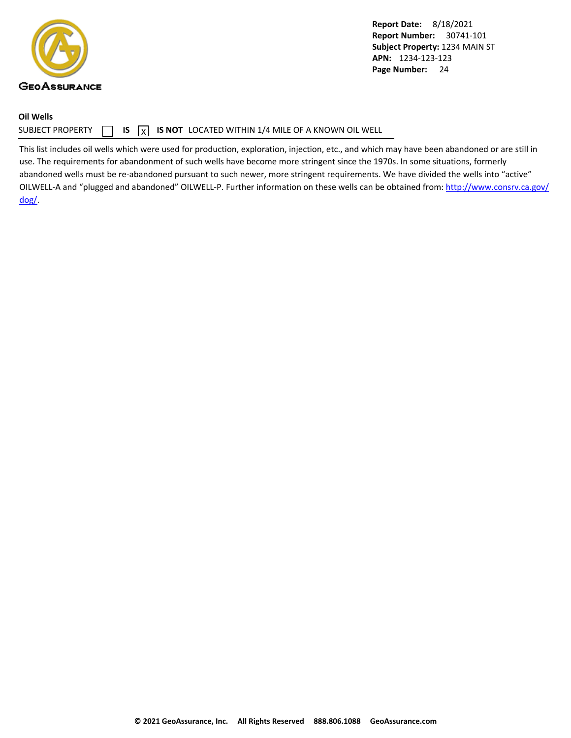Report Date: 8/18/2021
Report Number: 30741-101
Subject Property: 1234 MAIN ST
APN: 1234-123-123

**Oil Wells**

SUBJECT PROPERTY ☐ **IS** ☒ **IS NOT** LOCATED WITHIN 1/4 MILE OF A KNOWN OIL WELL

This list includes oil wells which were used for production, exploration, injection, etc., and which may have been abandoned or are still in use. The requirements for abandonment of such wells have become more stringent since the 1970s. In some situations, formerly abandoned wells must be re-abandoned pursuant to such newer, more stringent requirements. We have divided the wells into "active" OILWELL-A and "plugged and abandoned" OILWELL-P. Further information on these wells can be obtained from: http://www.consrv.ca.gov/dog/.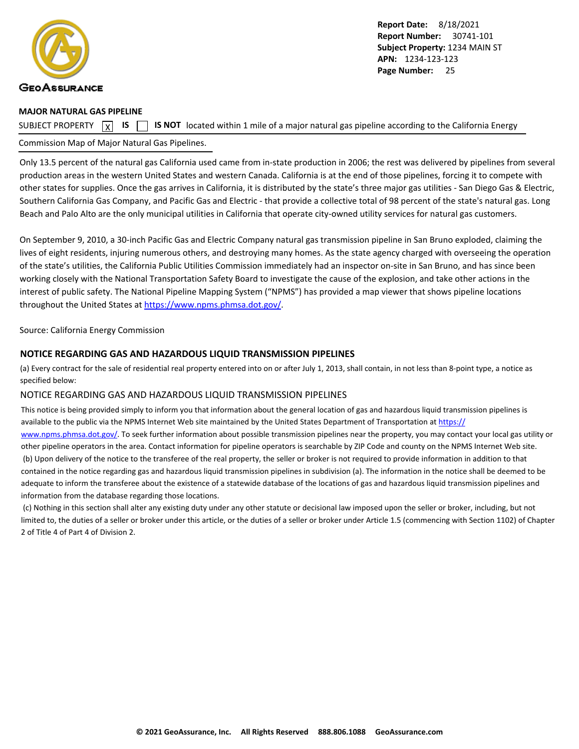**MAJOR NATURAL GAS PIPELINE**

SUBJECT PROPERTY [X] **IS** [ ] **IS NOT** located within 1 mile of a major natural gas pipeline according to the California Energy Commission Map of Major Natural Gas Pipelines.

Only 13.5 percent of the natural gas California used came from in-state production in 2006; the rest was delivered by pipelines from several production areas in the western United States and western Canada. California is at the end of those pipelines, forcing it to compete with other states for supplies. Once the gas arrives in California, it is distributed by the state's three major gas utilities - San Diego Gas & Electric, Southern California Gas Company, and Pacific Gas and Electric - that provide a collective total of 98 percent of the state's natural gas. Long Beach and Palo Alto are the only municipal utilities in California that operate city-owned utility services for natural gas customers.

On September 9, 2010, a 30-inch Pacific Gas and Electric Company natural gas transmission pipeline in San Bruno exploded, claiming the lives of eight residents, injuring numerous others, and destroying many homes. As the state agency charged with overseeing the operation of the state's utilities, the California Public Utilities Commission immediately had an inspector on-site in San Bruno, and has since been working closely with the National Transportation Safety Board to investigate the cause of the explosion, and take other actions in the interest of public safety. The National Pipeline Mapping System ("NPMS") has provided a map viewer that shows pipeline locations throughout the United States at https://www.npms.phmsa.dot.gov/.

Source: California Energy Commission

**NOTICE REGARDING GAS AND HAZARDOUS LIQUID TRANSMISSION PIPELINES**

(a) Every contract for the sale of residential real property entered into on or after July 1, 2013, shall contain, in not less than 8-point type, a notice as specified below:

NOTICE REGARDING GAS AND HAZARDOUS LIQUID TRANSMISSION PIPELINES

This notice is being provided simply to inform you that information about the general location of gas and hazardous liquid transmission pipelines is available to the public via the NPMS Internet Web site maintained by the United States Department of Transportation at https://www.npms.phmsa.dot.gov/. To seek further information about possible transmission pipelines near the property, you may contact your local gas utility or other pipeline operators in the area. Contact information for pipeline operators is searchable by ZIP Code and county on the NPMS Internet Web site.

(b) Upon delivery of the notice to the transferee of the real property, the seller or broker is not required to provide information in addition to that contained in the notice regarding gas and hazardous liquid transmission pipelines in subdivision (a). The information in the notice shall be deemed to be adequate to inform the transferee about the existence of a statewide database of the locations of gas and hazardous liquid transmission pipelines and information from the database regarding those locations.

(c) Nothing in this section shall alter any existing duty under any other statute or decisional law imposed upon the seller or broker, including, but not limited to, the duties of a seller or broker under this article, or the duties of a seller or broker under Article 1.5 (commencing with Section 1102) of Chapter 2 of Title 4 of Part 4 of Division 2.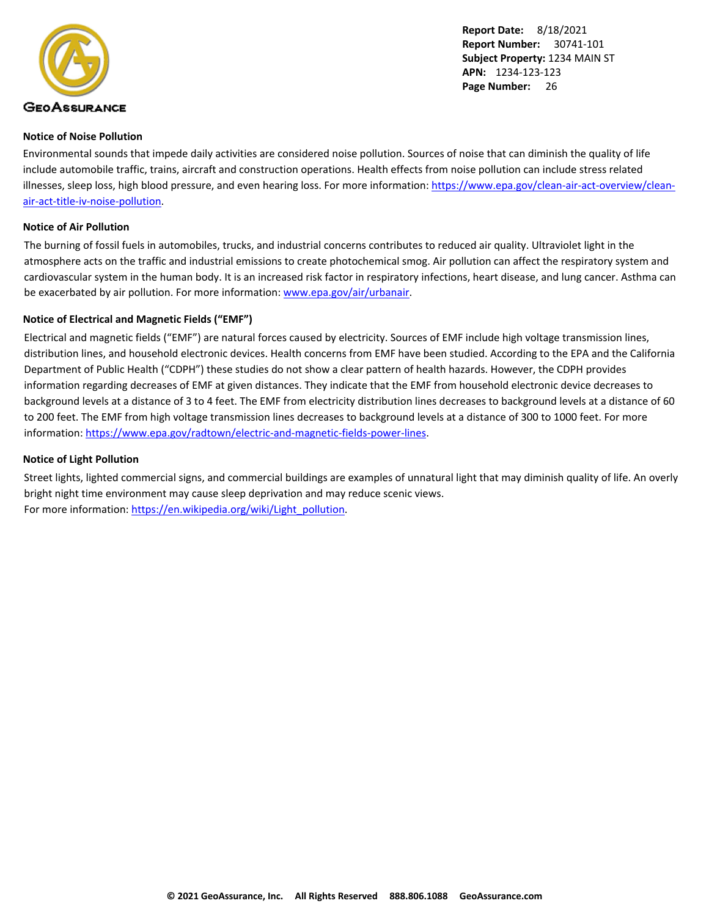## Notice of Noise Pollution

Environmental sounds that impede daily activities are considered noise pollution. Sources of noise that can diminish the quality of life include automobile traffic, trains, aircraft and construction operations. Health effects from noise pollution can include stress related illnesses, sleep loss, high blood pressure, and even hearing loss. For more information: https://www.epa.gov/clean-air-act-overview/clean-air-act-title-iv-noise-pollution.

## Notice of Air Pollution

The burning of fossil fuels in automobiles, trucks, and industrial concerns contributes to reduced air quality. Ultraviolet light in the atmosphere acts on the traffic and industrial emissions to create photochemical smog. Air pollution can affect the respiratory system and cardiovascular system in the human body. It is an increased risk factor in respiratory infections, heart disease, and lung cancer. Asthma can be exacerbated by air pollution. For more information: www.epa.gov/air/urbanair.

## Notice of Electrical and Magnetic Fields ("EMF")

Electrical and magnetic fields ("EMF") are natural forces caused by electricity. Sources of EMF include high voltage transmission lines, distribution lines, and household electronic devices. Health concerns from EMF have been studied. According to the EPA and the California Department of Public Health ("CDPH") these studies do not show a clear pattern of health hazards. However, the CDPH provides information regarding decreases of EMF at given distances. They indicate that the EMF from household electronic device decreases to background levels at a distance of 3 to 4 feet. The EMF from electricity distribution lines decreases to background levels at a distance of 60 to 200 feet. The EMF from high voltage transmission lines decreases to background levels at a distance of 300 to 1000 feet. For more information: https://www.epa.gov/radtown/electric-and-magnetic-fields-power-lines.

## Notice of Light Pollution

Street lights, lighted commercial signs, and commercial buildings are examples of unnatural light that may diminish quality of life. An overly bright night time environment may cause sleep deprivation and may reduce scenic views.
For more information: https://en.wikipedia.org/wiki/Light_pollution.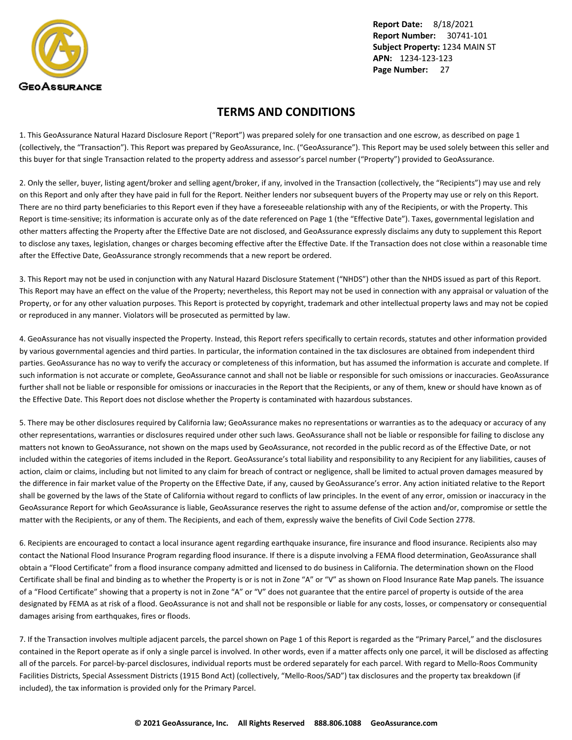# TERMS AND CONDITIONS

1. This GeoAssurance Natural Hazard Disclosure Report ("Report") was prepared solely for one transaction and one escrow, as described on page 1 (collectively, the "Transaction"). This Report was prepared by GeoAssurance, Inc. ("GeoAssurance"). This Report may be used solely between this seller and this buyer for that single Transaction related to the property address and assessor's parcel number ("Property") provided to GeoAssurance.

2. Only the seller, buyer, listing agent/broker and selling agent/broker, if any, involved in the Transaction (collectively, the "Recipients") may use and rely on this Report and only after they have paid in full for the Report. Neither lenders nor subsequent buyers of the Property may use or rely on this Report. There are no third party beneficiaries to this Report even if they have a foreseeable relationship with any of the Recipients, or with the Property. This Report is time-sensitive; its information is accurate only as of the date referenced on Page 1 (the "Effective Date"). Taxes, governmental legislation and other matters affecting the Property after the Effective Date are not disclosed, and GeoAssurance expressly disclaims any duty to supplement this Report to disclose any taxes, legislation, changes or charges becoming effective after the Effective Date. If the Transaction does not close within a reasonable time after the Effective Date, GeoAssurance strongly recommends that a new report be ordered.

3. This Report may not be used in conjunction with any Natural Hazard Disclosure Statement ("NHDS") other than the NHDS issued as part of this Report. This Report may have an effect on the value of the Property; nevertheless, this Report may not be used in connection with any appraisal or valuation of the Property, or for any other valuation purposes. This Report is protected by copyright, trademark and other intellectual property laws and may not be copied or reproduced in any manner. Violators will be prosecuted as permitted by law.

4. GeoAssurance has not visually inspected the Property. Instead, this Report refers specifically to certain records, statutes and other information provided by various governmental agencies and third parties. In particular, the information contained in the tax disclosures are obtained from independent third parties. GeoAssurance has no way to verify the accuracy or completeness of this information, but has assumed the information is accurate and complete. If such information is not accurate or complete, GeoAssurance cannot and shall not be liable or responsible for such omissions or inaccuracies. GeoAssurance further shall not be liable or responsible for omissions or inaccuracies in the Report that the Recipients, or any of them, knew or should have known as of the Effective Date. This Report does not disclose whether the Property is contaminated with hazardous substances.

5. There may be other disclosures required by California law; GeoAssurance makes no representations or warranties as to the adequacy or accuracy of any other representations, warranties or disclosures required under other such laws. GeoAssurance shall not be liable or responsible for failing to disclose any matters not known to GeoAssurance, not shown on the maps used by GeoAssurance, not recorded in the public record as of the Effective Date, or not included within the categories of items included in the Report. GeoAssurance's total liability and responsibility to any Recipient for any liabilities, causes of action, claim or claims, including but not limited to any claim for breach of contract or negligence, shall be limited to actual proven damages measured by the difference in fair market value of the Property on the Effective Date, if any, caused by GeoAssurance's error. Any action initiated relative to the Report shall be governed by the laws of the State of California without regard to conflicts of law principles. In the event of any error, omission or inaccuracy in the GeoAssurance Report for which GeoAssurance is liable, GeoAssurance reserves the right to assume defense of the action and/or, compromise or settle the matter with the Recipients, or any of them. The Recipients, and each of them, expressly waive the benefits of Civil Code Section 2778.

6. Recipients are encouraged to contact a local insurance agent regarding earthquake insurance, fire insurance and flood insurance. Recipients also may contact the National Flood Insurance Program regarding flood insurance. If there is a dispute involving a FEMA flood determination, GeoAssurance shall obtain a "Flood Certificate" from a flood insurance company admitted and licensed to do business in California. The determination shown on the Flood Certificate shall be final and binding as to whether the Property is or is not in Zone "A" or "V" as shown on Flood Insurance Rate Map panels. The issuance of a "Flood Certificate" showing that a property is not in Zone "A" or "V" does not guarantee that the entire parcel of property is outside of the area designated by FEMA as at risk of a flood. GeoAssurance is not and shall not be responsible or liable for any costs, losses, or compensatory or consequential damages arising from earthquakes, fires or floods.

7. If the Transaction involves multiple adjacent parcels, the parcel shown on Page 1 of this Report is regarded as the "Primary Parcel," and the disclosures contained in the Report operate as if only a single parcel is involved. In other words, even if a matter affects only one parcel, it will be disclosed as affecting all of the parcels. For parcel-by-parcel disclosures, individual reports must be ordered separately for each parcel. With regard to Mello-Roos Community Facilities Districts, Special Assessment Districts (1915 Bond Act) (collectively, "Mello-Roos/SAD") tax disclosures and the property tax breakdown (if included), the tax information is provided only for the Primary Parcel.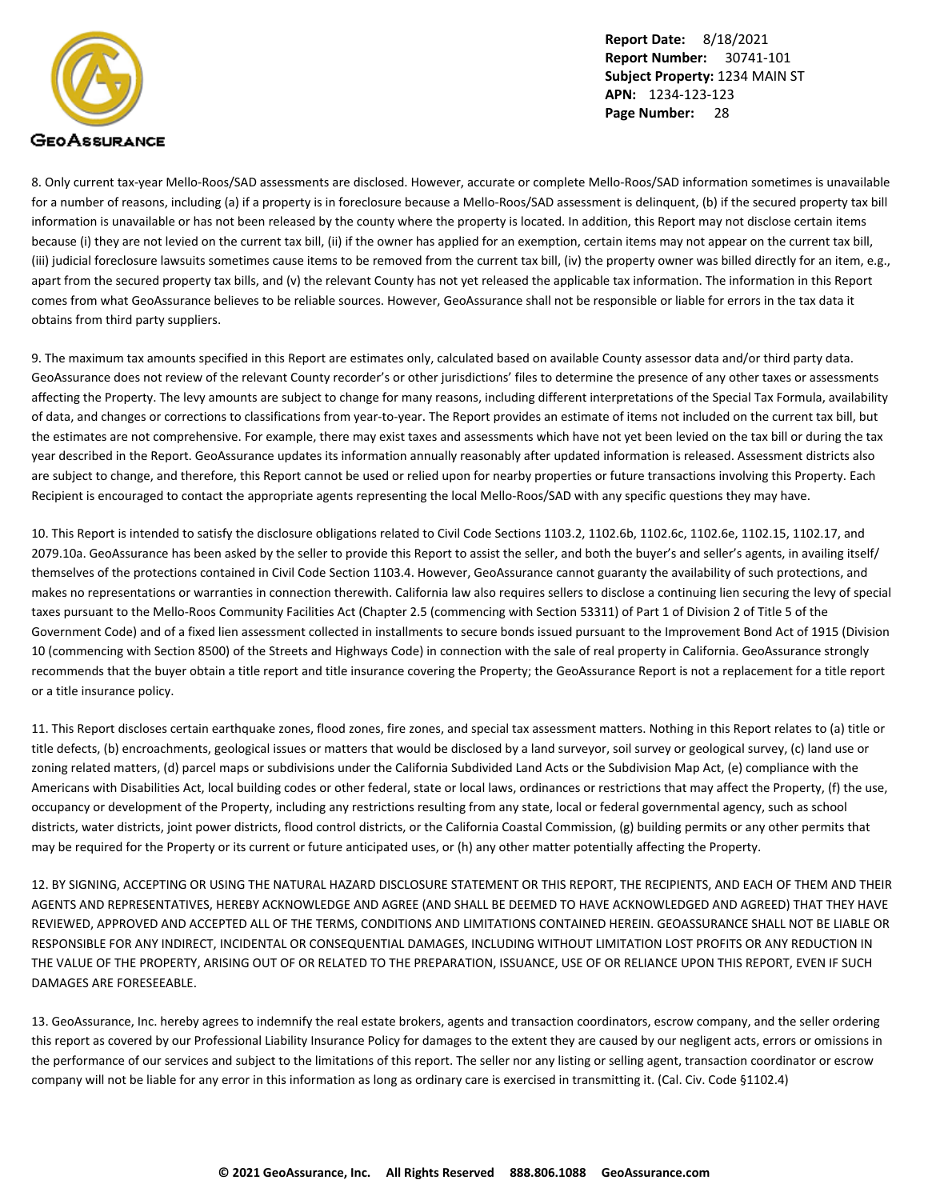8. Only current tax-year Mello-Roos/SAD assessments are disclosed. However, accurate or complete Mello-Roos/SAD information sometimes is unavailable for a number of reasons, including (a) if a property is in foreclosure because a Mello-Roos/SAD assessment is delinquent, (b) if the secured property tax bill information is unavailable or has not been released by the county where the property is located. In addition, this Report may not disclose certain items because (i) they are not levied on the current tax bill, (ii) if the owner has applied for an exemption, certain items may not appear on the current tax bill, (iii) judicial foreclosure lawsuits sometimes cause items to be removed from the current tax bill, (iv) the property owner was billed directly for an item, e.g., apart from the secured property tax bills, and (v) the relevant County has not yet released the applicable tax information. The information in this Report comes from what GeoAssurance believes to be reliable sources. However, GeoAssurance shall not be responsible or liable for errors in the tax data it obtains from third party suppliers.

9. The maximum tax amounts specified in this Report are estimates only, calculated based on available County assessor data and/or third party data. GeoAssurance does not review of the relevant County recorder's or other jurisdictions' files to determine the presence of any other taxes or assessments affecting the Property. The levy amounts are subject to change for many reasons, including different interpretations of the Special Tax Formula, availability of data, and changes or corrections to classifications from year-to-year. The Report provides an estimate of items not included on the current tax bill, but the estimates are not comprehensive. For example, there may exist taxes and assessments which have not yet been levied on the tax bill or during the tax year described in the Report. GeoAssurance updates its information annually reasonably after updated information is released. Assessment districts also are subject to change, and therefore, this Report cannot be used or relied upon for nearby properties or future transactions involving this Property. Each Recipient is encouraged to contact the appropriate agents representing the local Mello-Roos/SAD with any specific questions they may have.

10. This Report is intended to satisfy the disclosure obligations related to Civil Code Sections 1103.2, 1102.6b, 1102.6c, 1102.6e, 1102.15, 1102.17, and 2079.10a. GeoAssurance has been asked by the seller to provide this Report to assist the seller, and both the buyer's and seller's agents, in availing itself/themselves of the protections contained in Civil Code Section 1103.4. However, GeoAssurance cannot guaranty the availability of such protections, and makes no representations or warranties in connection therewith. California law also requires sellers to disclose a continuing lien securing the levy of special taxes pursuant to the Mello-Roos Community Facilities Act (Chapter 2.5 (commencing with Section 53311) of Part 1 of Division 2 of Title 5 of the Government Code) and of a fixed lien assessment collected in installments to secure bonds issued pursuant to the Improvement Bond Act of 1915 (Division 10 (commencing with Section 8500) of the Streets and Highways Code) in connection with the sale of real property in California. GeoAssurance strongly recommends that the buyer obtain a title report and title insurance covering the Property; the GeoAssurance Report is not a replacement for a title report or a title insurance policy.

11. This Report discloses certain earthquake zones, flood zones, fire zones, and special tax assessment matters. Nothing in this Report relates to (a) title or title defects, (b) encroachments, geological issues or matters that would be disclosed by a land surveyor, soil survey or geological survey, (c) land use or zoning related matters, (d) parcel maps or subdivisions under the California Subdivided Land Acts or the Subdivision Map Act, (e) compliance with the Americans with Disabilities Act, local building codes or other federal, state or local laws, ordinances or restrictions that may affect the Property, (f) the use, occupancy or development of the Property, including any restrictions resulting from any state, local or federal governmental agency, such as school districts, water districts, joint power districts, flood control districts, or the California Coastal Commission, (g) building permits or any other permits that may be required for the Property or its current or future anticipated uses, or (h) any other matter potentially affecting the Property.

12. BY SIGNING, ACCEPTING OR USING THE NATURAL HAZARD DISCLOSURE STATEMENT OR THIS REPORT, THE RECIPIENTS, AND EACH OF THEM AND THEIR AGENTS AND REPRESENTATIVES, HEREBY ACKNOWLEDGE AND AGREE (AND SHALL BE DEEMED TO HAVE ACKNOWLEDGED AND AGREED) THAT THEY HAVE REVIEWED, APPROVED AND ACCEPTED ALL OF THE TERMS, CONDITIONS AND LIMITATIONS CONTAINED HEREIN. GEOASSURANCE SHALL NOT BE LIABLE OR RESPONSIBLE FOR ANY INDIRECT, INCIDENTAL OR CONSEQUENTIAL DAMAGES, INCLUDING WITHOUT LIMITATION LOST PROFITS OR ANY REDUCTION IN THE VALUE OF THE PROPERTY, ARISING OUT OF OR RELATED TO THE PREPARATION, ISSUANCE, USE OF OR RELIANCE UPON THIS REPORT, EVEN IF SUCH DAMAGES ARE FORESEEABLE.

13. GeoAssurance, Inc. hereby agrees to indemnify the real estate brokers, agents and transaction coordinators, escrow company, and the seller ordering this report as covered by our Professional Liability Insurance Policy for damages to the extent they are caused by our negligent acts, errors or omissions in the performance of our services and subject to the limitations of this report. The seller nor any listing or selling agent, transaction coordinator or escrow company will not be liable for any error in this information as long as ordinary care is exercised in transmitting it. (Cal. Civ. Code §1102.4)